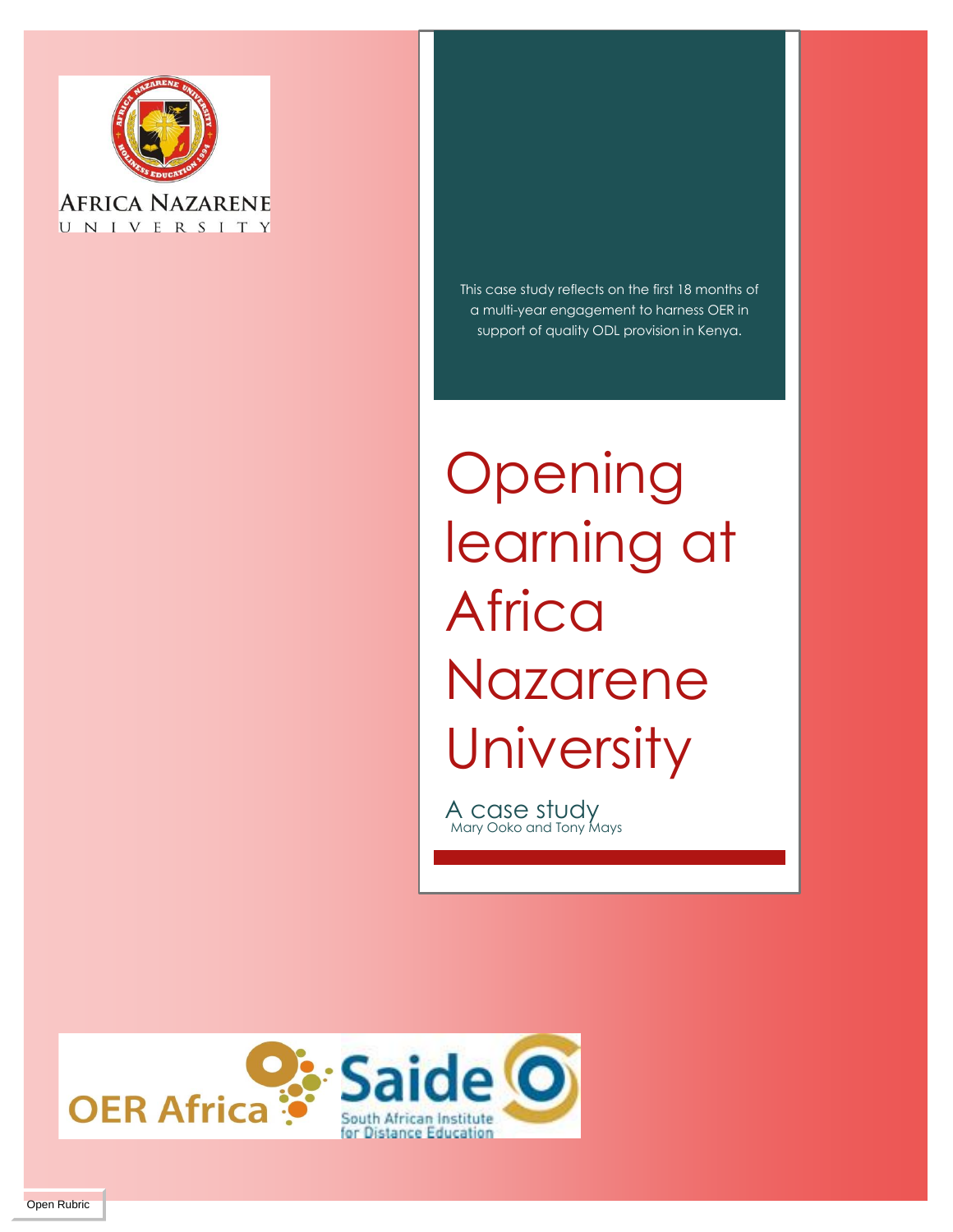AFRICA NAZARENE UNIVERSITY

This case study reflects on the first 18 months of a multi-year engagement to harness OER in support of quality ODL provision in Kenya.

# Opening learning at Africa Nazarene University

## A case study

Mary Ooko and Tony Mays

OER Africa

Saide
South African Institute for Distance Education

Open Rubric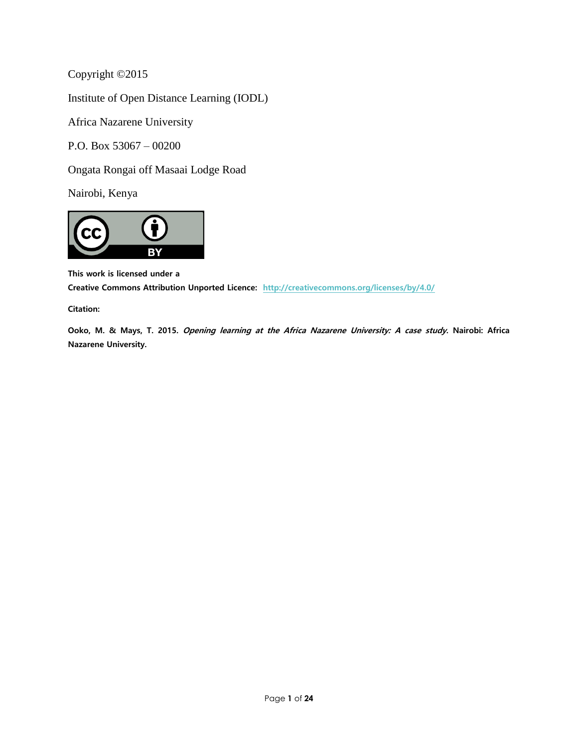Copyright ©2015

Institute of Open Distance Learning (IODL)

Africa Nazarene University

P.O. Box 53067 – 00200

Ongata Rongai off Masaai Lodge Road

Nairobi, Kenya

**This work is licensed under a**
**Creative Commons Attribution Unported Licence:** http://creativecommons.org/licenses/by/4.0/

**Citation:**

**Ooko, M. & Mays, T. 2015.** ***Opening learning at the Africa Nazarene University: A case study*****. Nairobi: Africa Nazarene University.**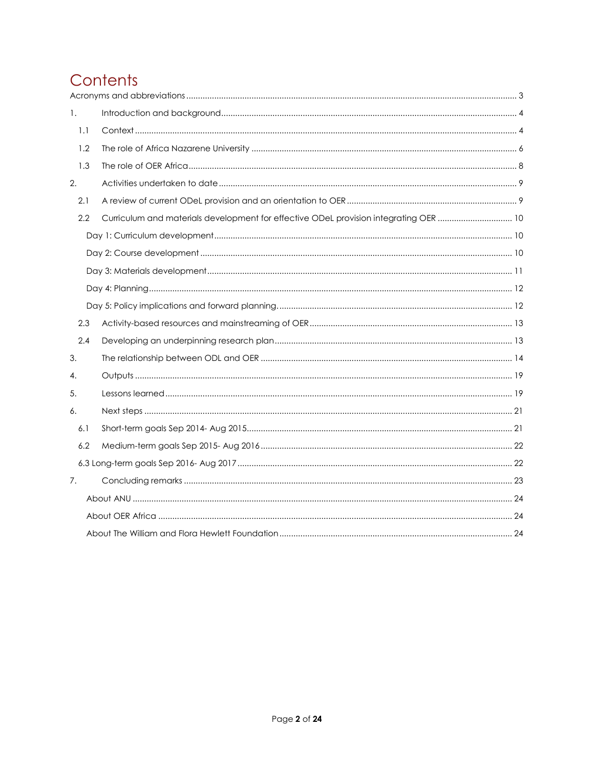# Contents

Acronyms and abbreviations ..... 3

1. Introduction and background ..... 4
   - 1.1 Context ..... 4
   - 1.2 The role of Africa Nazarene University ..... 6
   - 1.3 The role of OER Africa ..... 8
2. Activities undertaken to date ..... 9
   - 2.1 A review of current ODeL provision and an orientation to OER ..... 9
   - 2.2 Curriculum and materials development for effective ODeL provision integrating OER ..... 10
     - Day 1: Curriculum development ..... 10
     - Day 2: Course development ..... 10
     - Day 3: Materials development ..... 11
     - Day 4: Planning ..... 12
     - Day 5: Policy implications and forward planning. ..... 12
   - 2.3 Activity-based resources and mainstreaming of OER ..... 13
   - 2.4 Developing an underpinning research plan ..... 13
3. The relationship between ODL and OER ..... 14
4. Outputs ..... 19
5. Lessons learned ..... 19
6. Next steps ..... 21
   - 6.1 Short-term goals Sep 2014- Aug 2015 ..... 21
   - 6.2 Medium-term goals Sep 2015- Aug 2016 ..... 22
   - 6.3 Long-term goals Sep 2016- Aug 2017 ..... 22
7. Concluding remarks ..... 23
   - About ANU ..... 24
   - About OER Africa ..... 24
   - About The William and Flora Hewlett Foundation ..... 24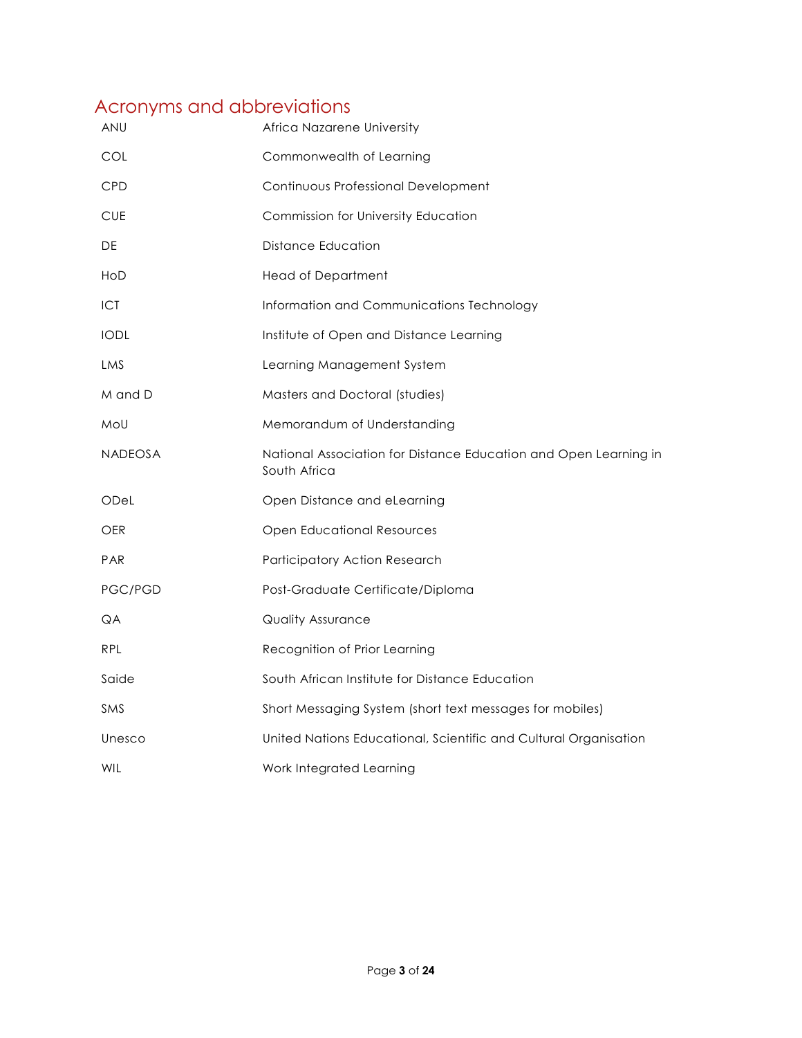## Acronyms and abbreviations

| | |
|---|---|
| ANU | Africa Nazarene University |
| COL | Commonwealth of Learning |
| CPD | Continuous Professional Development |
| CUE | Commission for University Education |
| DE | Distance Education |
| HoD | Head of Department |
| ICT | Information and Communications Technology |
| IODL | Institute of Open and Distance Learning |
| LMS | Learning Management System |
| M and D | Masters and Doctoral (studies) |
| MoU | Memorandum of Understanding |
| NADEOSA | National Association for Distance Education and Open Learning in South Africa |
| ODeL | Open Distance and eLearning |
| OER | Open Educational Resources |
| PAR | Participatory Action Research |
| PGC/PGD | Post-Graduate Certificate/Diploma |
| QA | Quality Assurance |
| RPL | Recognition of Prior Learning |
| Saide | South African Institute for Distance Education |
| SMS | Short Messaging System (short text messages for mobiles) |
| Unesco | United Nations Educational, Scientific and Cultural Organisation |
| WIL | Work Integrated Learning |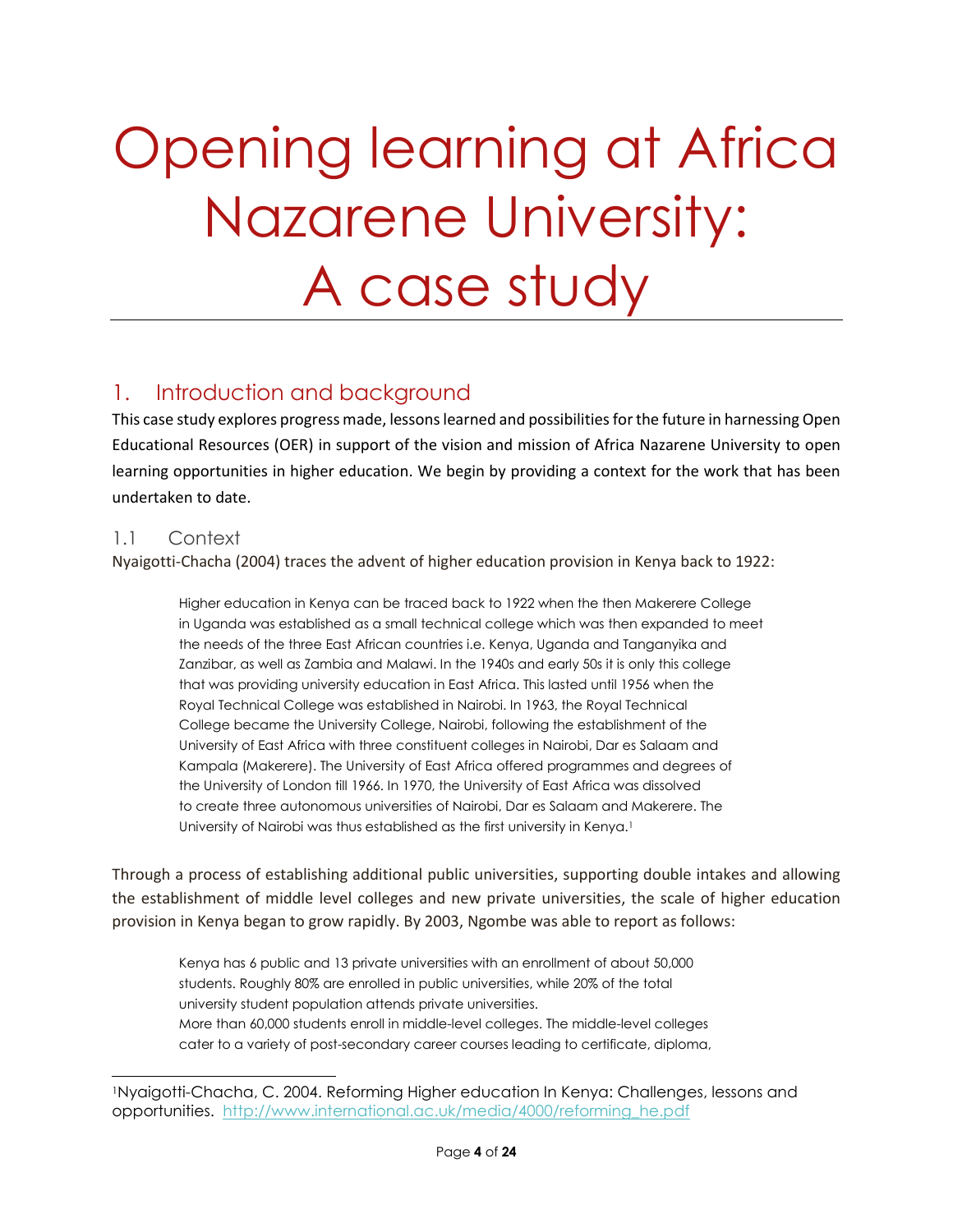# Opening learning at Africa Nazarene University: A case study

## 1. Introduction and background

This case study explores progress made, lessons learned and possibilities for the future in harnessing Open Educational Resources (OER) in support of the vision and mission of Africa Nazarene University to open learning opportunities in higher education. We begin by providing a context for the work that has been undertaken to date.

### 1.1 Context

Nyaigotti-Chacha (2004) traces the advent of higher education provision in Kenya back to 1922:

> Higher education in Kenya can be traced back to 1922 when the then Makerere College in Uganda was established as a small technical college which was then expanded to meet the needs of the three East African countries i.e. Kenya, Uganda and Tanganyika and Zanzibar, as well as Zambia and Malawi. In the 1940s and early 50s it is only this college that was providing university education in East Africa. This lasted until 1956 when the Royal Technical College was established in Nairobi. In 1963, the Royal Technical College became the University College, Nairobi, following the establishment of the University of East Africa with three constituent colleges in Nairobi, Dar es Salaam and Kampala (Makerere). The University of East Africa offered programmes and degrees of the University of London till 1966. In 1970, the University of East Africa was dissolved to create three autonomous universities of Nairobi, Dar es Salaam and Makerere. The University of Nairobi was thus established as the first university in Kenya.[1]

Through a process of establishing additional public universities, supporting double intakes and allowing the establishment of middle level colleges and new private universities, the scale of higher education provision in Kenya began to grow rapidly. By 2003, Ngombe was able to report as follows:

> Kenya has 6 public and 13 private universities with an enrollment of about 50,000 students. Roughly 80% are enrolled in public universities, while 20% of the total university student population attends private universities.
> More than 60,000 students enroll in middle-level colleges. The middle-level colleges cater to a variety of post-secondary career courses leading to certificate, diploma,

[1] Nyaigotti-Chacha, C. 2004. Reforming Higher education In Kenya: Challenges, lessons and opportunities. http://www.international.ac.uk/media/4000/reforming_he.pdf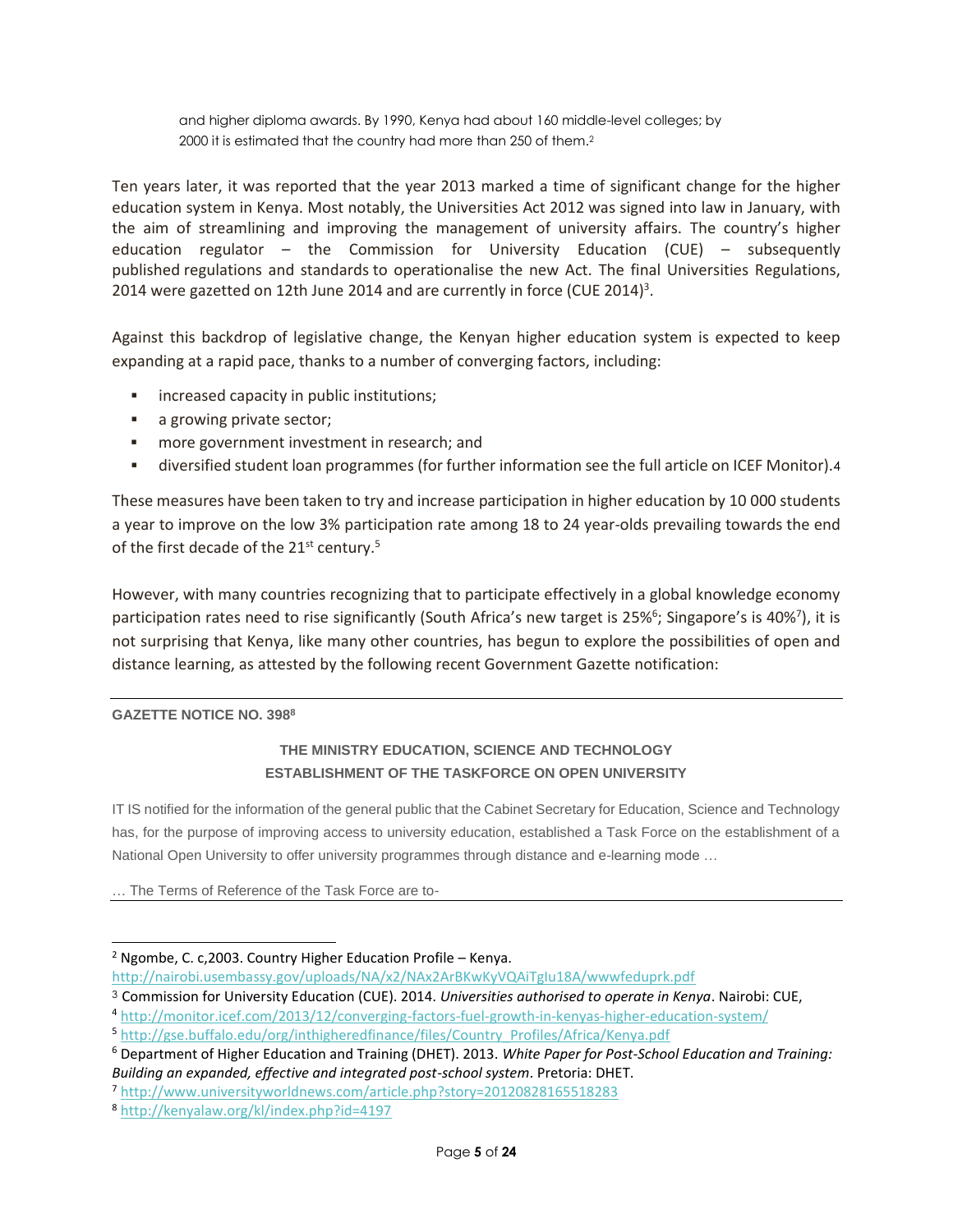and higher diploma awards. By 1990, Kenya had about 160 middle-level colleges; by 2000 it is estimated that the country had more than 250 of them.[2]

Ten years later, it was reported that the year 2013 marked a time of significant change for the higher education system in Kenya. Most notably, the Universities Act 2012 was signed into law in January, with the aim of streamlining and improving the management of university affairs. The country's higher education regulator – the Commission for University Education (CUE) – subsequently published regulations and standards to operationalise the new Act. The final Universities Regulations, 2014 were gazetted on 12th June 2014 and are currently in force (CUE 2014)[3].

Against this backdrop of legislative change, the Kenyan higher education system is expected to keep expanding at a rapid pace, thanks to a number of converging factors, including:

- increased capacity in public institutions;
- a growing private sector;
- more government investment in research; and
- diversified student loan programmes (for further information see the full article on ICEF Monitor).[4]

These measures have been taken to try and increase participation in higher education by 10 000 students a year to improve on the low 3% participation rate among 18 to 24 year-olds prevailing towards the end of the first decade of the 21st century.[5]

However, with many countries recognizing that to participate effectively in a global knowledge economy participation rates need to rise significantly (South Africa's new target is 25%[6]; Singapore's is 40%[7]), it is not surprising that Kenya, like many other countries, has begun to explore the possibilities of open and distance learning, as attested by the following recent Government Gazette notification:

---

**GAZETTE NOTICE NO. 398**[8]

**THE MINISTRY EDUCATION, SCIENCE AND TECHNOLOGY**
**ESTABLISHMENT OF THE TASKFORCE ON OPEN UNIVERSITY**

IT IS notified for the information of the general public that the Cabinet Secretary for Education, Science and Technology has, for the purpose of improving access to university education, established a Task Force on the establishment of a National Open University to offer university programmes through distance and e-learning mode …

… The Terms of Reference of the Task Force are to-

---

[2] Ngombe, C. c,2003. Country Higher Education Profile – Kenya. http://nairobi.usembassy.gov/uploads/NA/x2/NAx2ArBKwKyVQAiTglu18A/wwwfeduprk.pdf

[3] Commission for University Education (CUE). 2014. *Universities authorised to operate in Kenya*. Nairobi: CUE,

[4] http://monitor.icef.com/2013/12/converging-factors-fuel-growth-in-kenyas-higher-education-system/

[5] http://gse.buffalo.edu/org/inthigheredfinance/files/Country_Profiles/Africa/Kenya.pdf

[6] Department of Higher Education and Training (DHET). 2013. *White Paper for Post-School Education and Training: Building an expanded, effective and integrated post-school system*. Pretoria: DHET.

[7] http://www.universityworldnews.com/article.php?story=20120828165518283

[8] http://kenyalaw.org/kl/index.php?id=4197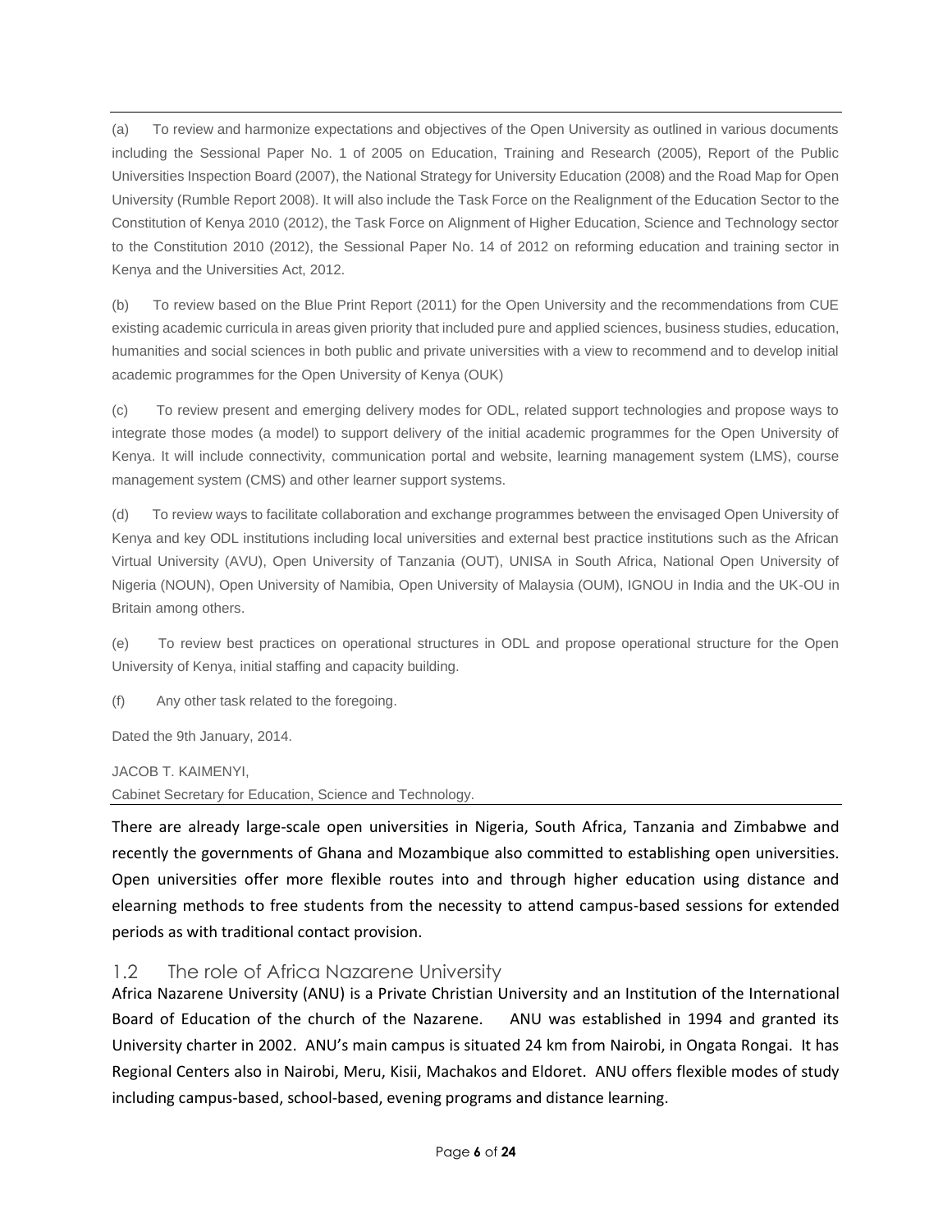(a) To review and harmonize expectations and objectives of the Open University as outlined in various documents including the Sessional Paper No. 1 of 2005 on Education, Training and Research (2005), Report of the Public Universities Inspection Board (2007), the National Strategy for University Education (2008) and the Road Map for Open University (Rumble Report 2008). It will also include the Task Force on the Realignment of the Education Sector to the Constitution of Kenya 2010 (2012), the Task Force on Alignment of Higher Education, Science and Technology sector to the Constitution 2010 (2012), the Sessional Paper No. 14 of 2012 on reforming education and training sector in Kenya and the Universities Act, 2012.

(b) To review based on the Blue Print Report (2011) for the Open University and the recommendations from CUE existing academic curricula in areas given priority that included pure and applied sciences, business studies, education, humanities and social sciences in both public and private universities with a view to recommend and to develop initial academic programmes for the Open University of Kenya (OUK)

(c) To review present and emerging delivery modes for ODL, related support technologies and propose ways to integrate those modes (a model) to support delivery of the initial academic programmes for the Open University of Kenya. It will include connectivity, communication portal and website, learning management system (LMS), course management system (CMS) and other learner support systems.

(d) To review ways to facilitate collaboration and exchange programmes between the envisaged Open University of Kenya and key ODL institutions including local universities and external best practice institutions such as the African Virtual University (AVU), Open University of Tanzania (OUT), UNISA in South Africa, National Open University of Nigeria (NOUN), Open University of Namibia, Open University of Malaysia (OUM), IGNOU in India and the UK-OU in Britain among others.

(e) To review best practices on operational structures in ODL and propose operational structure for the Open University of Kenya, initial staffing and capacity building.

(f) Any other task related to the foregoing.

Dated the 9th January, 2014.

JACOB T. KAIMENYI,
Cabinet Secretary for Education, Science and Technology.

There are already large-scale open universities in Nigeria, South Africa, Tanzania and Zimbabwe and recently the governments of Ghana and Mozambique also committed to establishing open universities. Open universities offer more flexible routes into and through higher education using distance and elearning methods to free students from the necessity to attend campus-based sessions for extended periods as with traditional contact provision.

## 1.2 The role of Africa Nazarene University

Africa Nazarene University (ANU) is a Private Christian University and an Institution of the International Board of Education of the church of the Nazarene. ANU was established in 1994 and granted its University charter in 2002. ANU's main campus is situated 24 km from Nairobi, in Ongata Rongai. It has Regional Centers also in Nairobi, Meru, Kisii, Machakos and Eldoret. ANU offers flexible modes of study including campus-based, school-based, evening programs and distance learning.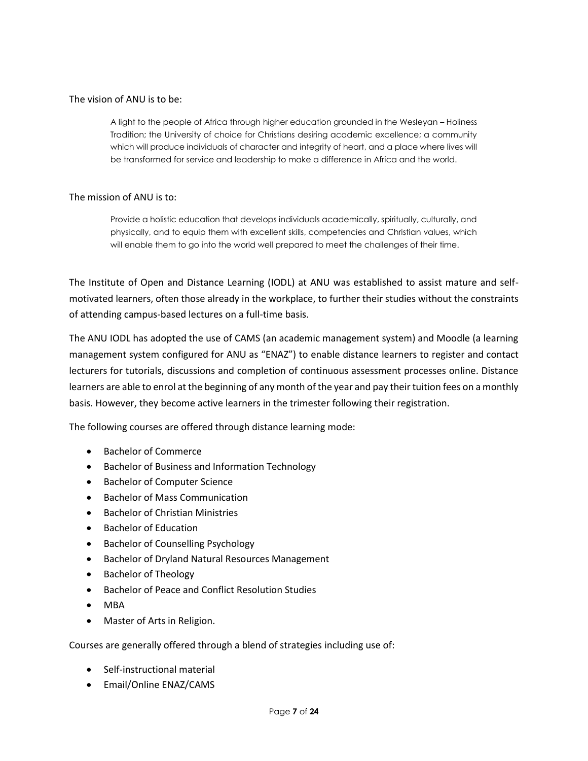The vision of ANU is to be:

> A light to the people of Africa through higher education grounded in the Wesleyan – Holiness Tradition; the University of choice for Christians desiring academic excellence; a community which will produce individuals of character and integrity of heart, and a place where lives will be transformed for service and leadership to make a difference in Africa and the world.

The mission of ANU is to:

> Provide a holistic education that develops individuals academically, spiritually, culturally, and physically, and to equip them with excellent skills, competencies and Christian values, which will enable them to go into the world well prepared to meet the challenges of their time.

The Institute of Open and Distance Learning (IODL) at ANU was established to assist mature and self-motivated learners, often those already in the workplace, to further their studies without the constraints of attending campus-based lectures on a full-time basis.

The ANU IODL has adopted the use of CAMS (an academic management system) and Moodle (a learning management system configured for ANU as "ENAZ") to enable distance learners to register and contact lecturers for tutorials, discussions and completion of continuous assessment processes online. Distance learners are able to enrol at the beginning of any month of the year and pay their tuition fees on a monthly basis. However, they become active learners in the trimester following their registration.

The following courses are offered through distance learning mode:

- Bachelor of Commerce
- Bachelor of Business and Information Technology
- Bachelor of Computer Science
- Bachelor of Mass Communication
- Bachelor of Christian Ministries
- Bachelor of Education
- Bachelor of Counselling Psychology
- Bachelor of Dryland Natural Resources Management
- Bachelor of Theology
- Bachelor of Peace and Conflict Resolution Studies
- MBA
- Master of Arts in Religion.

Courses are generally offered through a blend of strategies including use of:

- Self-instructional material
- Email/Online ENAZ/CAMS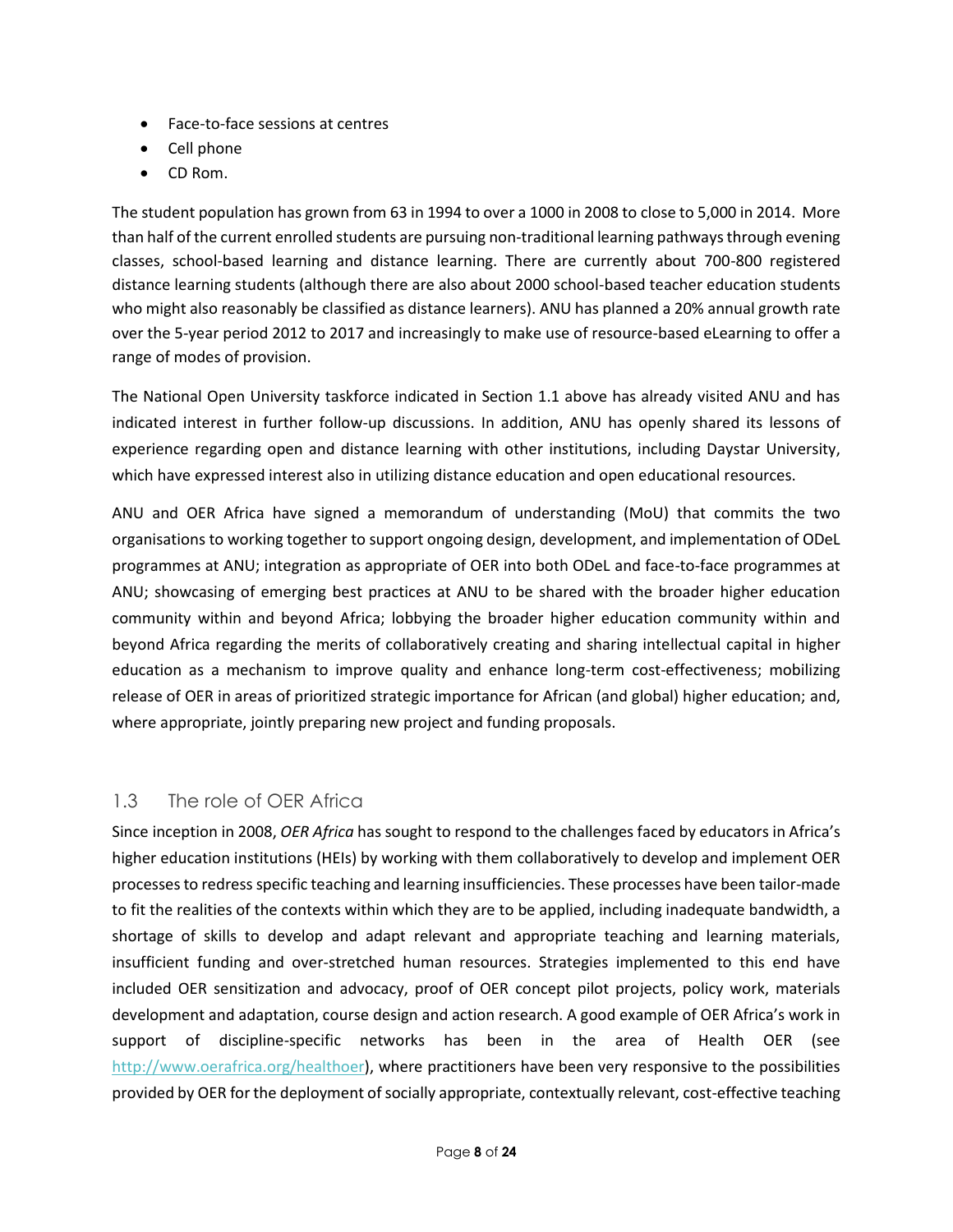- Face-to-face sessions at centres
- Cell phone
- CD Rom.

The student population has grown from 63 in 1994 to over a 1000 in 2008 to close to 5,000 in 2014. More than half of the current enrolled students are pursuing non-traditional learning pathways through evening classes, school-based learning and distance learning. There are currently about 700-800 registered distance learning students (although there are also about 2000 school-based teacher education students who might also reasonably be classified as distance learners). ANU has planned a 20% annual growth rate over the 5-year period 2012 to 2017 and increasingly to make use of resource-based eLearning to offer a range of modes of provision.

The National Open University taskforce indicated in Section 1.1 above has already visited ANU and has indicated interest in further follow-up discussions. In addition, ANU has openly shared its lessons of experience regarding open and distance learning with other institutions, including Daystar University, which have expressed interest also in utilizing distance education and open educational resources.

ANU and OER Africa have signed a memorandum of understanding (MoU) that commits the two organisations to working together to support ongoing design, development, and implementation of ODeL programmes at ANU; integration as appropriate of OER into both ODeL and face-to-face programmes at ANU; showcasing of emerging best practices at ANU to be shared with the broader higher education community within and beyond Africa; lobbying the broader higher education community within and beyond Africa regarding the merits of collaboratively creating and sharing intellectual capital in higher education as a mechanism to improve quality and enhance long-term cost-effectiveness; mobilizing release of OER in areas of prioritized strategic importance for African (and global) higher education; and, where appropriate, jointly preparing new project and funding proposals.

## 1.3 The role of OER Africa

Since inception in 2008, *OER Africa* has sought to respond to the challenges faced by educators in Africa's higher education institutions (HEIs) by working with them collaboratively to develop and implement OER processes to redress specific teaching and learning insufficiencies. These processes have been tailor-made to fit the realities of the contexts within which they are to be applied, including inadequate bandwidth, a shortage of skills to develop and adapt relevant and appropriate teaching and learning materials, insufficient funding and over-stretched human resources. Strategies implemented to this end have included OER sensitization and advocacy, proof of OER concept pilot projects, policy work, materials development and adaptation, course design and action research. A good example of OER Africa's work in support of discipline-specific networks has been in the area of Health OER (see http://www.oerafrica.org/healthoer), where practitioners have been very responsive to the possibilities provided by OER for the deployment of socially appropriate, contextually relevant, cost-effective teaching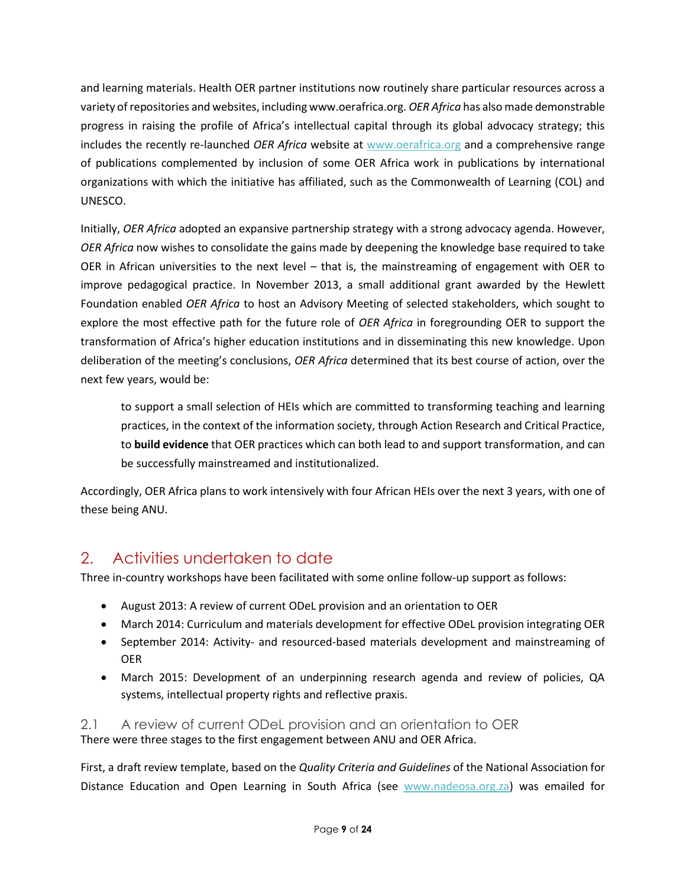and learning materials. Health OER partner institutions now routinely share particular resources across a variety of repositories and websites, including www.oerafrica.org. *OER Africa* has also made demonstrable progress in raising the profile of Africa's intellectual capital through its global advocacy strategy; this includes the recently re-launched *OER Africa* website at www.oerafrica.org and a comprehensive range of publications complemented by inclusion of some OER Africa work in publications by international organizations with which the initiative has affiliated, such as the Commonwealth of Learning (COL) and UNESCO.

Initially, *OER Africa* adopted an expansive partnership strategy with a strong advocacy agenda. However, *OER Africa* now wishes to consolidate the gains made by deepening the knowledge base required to take OER in African universities to the next level – that is, the mainstreaming of engagement with OER to improve pedagogical practice. In November 2013, a small additional grant awarded by the Hewlett Foundation enabled *OER Africa* to host an Advisory Meeting of selected stakeholders, which sought to explore the most effective path for the future role of *OER Africa* in foregrounding OER to support the transformation of Africa's higher education institutions and in disseminating this new knowledge. Upon deliberation of the meeting's conclusions, *OER Africa* determined that its best course of action, over the next few years, would be:

> to support a small selection of HEIs which are committed to transforming teaching and learning practices, in the context of the information society, through Action Research and Critical Practice, to **build evidence** that OER practices which can both lead to and support transformation, and can be successfully mainstreamed and institutionalized.

Accordingly, OER Africa plans to work intensively with four African HEIs over the next 3 years, with one of these being ANU.

## 2. Activities undertaken to date

Three in-country workshops have been facilitated with some online follow-up support as follows:

- August 2013: A review of current ODeL provision and an orientation to OER
- March 2014: Curriculum and materials development for effective ODeL provision integrating OER
- September 2014: Activity- and resourced-based materials development and mainstreaming of OER
- March 2015: Development of an underpinning research agenda and review of policies, QA systems, intellectual property rights and reflective praxis.

### 2.1 A review of current ODeL provision and an orientation to OER

There were three stages to the first engagement between ANU and OER Africa.

First, a draft review template, based on the *Quality Criteria and Guidelines* of the National Association for Distance Education and Open Learning in South Africa (see www.nadeosa.org.za) was emailed for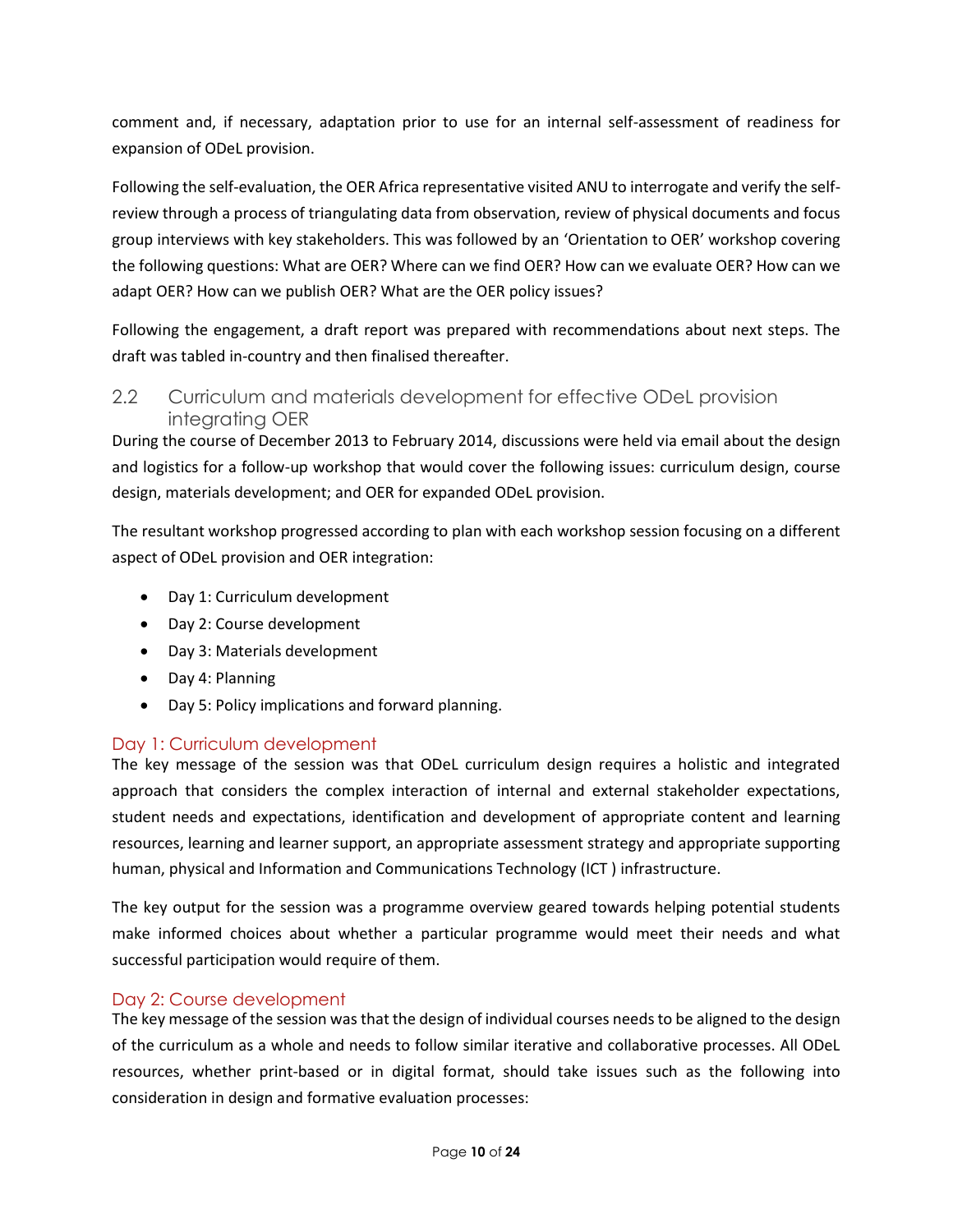comment and, if necessary, adaptation prior to use for an internal self-assessment of readiness for expansion of ODeL provision.

Following the self-evaluation, the OER Africa representative visited ANU to interrogate and verify the self-review through a process of triangulating data from observation, review of physical documents and focus group interviews with key stakeholders. This was followed by an 'Orientation to OER' workshop covering the following questions: What are OER? Where can we find OER? How can we evaluate OER? How can we adapt OER? How can we publish OER? What are the OER policy issues?

Following the engagement, a draft report was prepared with recommendations about next steps. The draft was tabled in-country and then finalised thereafter.

## 2.2 Curriculum and materials development for effective ODeL provision integrating OER

During the course of December 2013 to February 2014, discussions were held via email about the design and logistics for a follow-up workshop that would cover the following issues: curriculum design, course design, materials development; and OER for expanded ODeL provision.

The resultant workshop progressed according to plan with each workshop session focusing on a different aspect of ODeL provision and OER integration:

- Day 1: Curriculum development
- Day 2: Course development
- Day 3: Materials development
- Day 4: Planning
- Day 5: Policy implications and forward planning.

### Day 1: Curriculum development

The key message of the session was that ODeL curriculum design requires a holistic and integrated approach that considers the complex interaction of internal and external stakeholder expectations, student needs and expectations, identification and development of appropriate content and learning resources, learning and learner support, an appropriate assessment strategy and appropriate supporting human, physical and Information and Communications Technology (ICT ) infrastructure.

The key output for the session was a programme overview geared towards helping potential students make informed choices about whether a particular programme would meet their needs and what successful participation would require of them.

### Day 2: Course development

The key message of the session was that the design of individual courses needs to be aligned to the design of the curriculum as a whole and needs to follow similar iterative and collaborative processes. All ODeL resources, whether print-based or in digital format, should take issues such as the following into consideration in design and formative evaluation processes: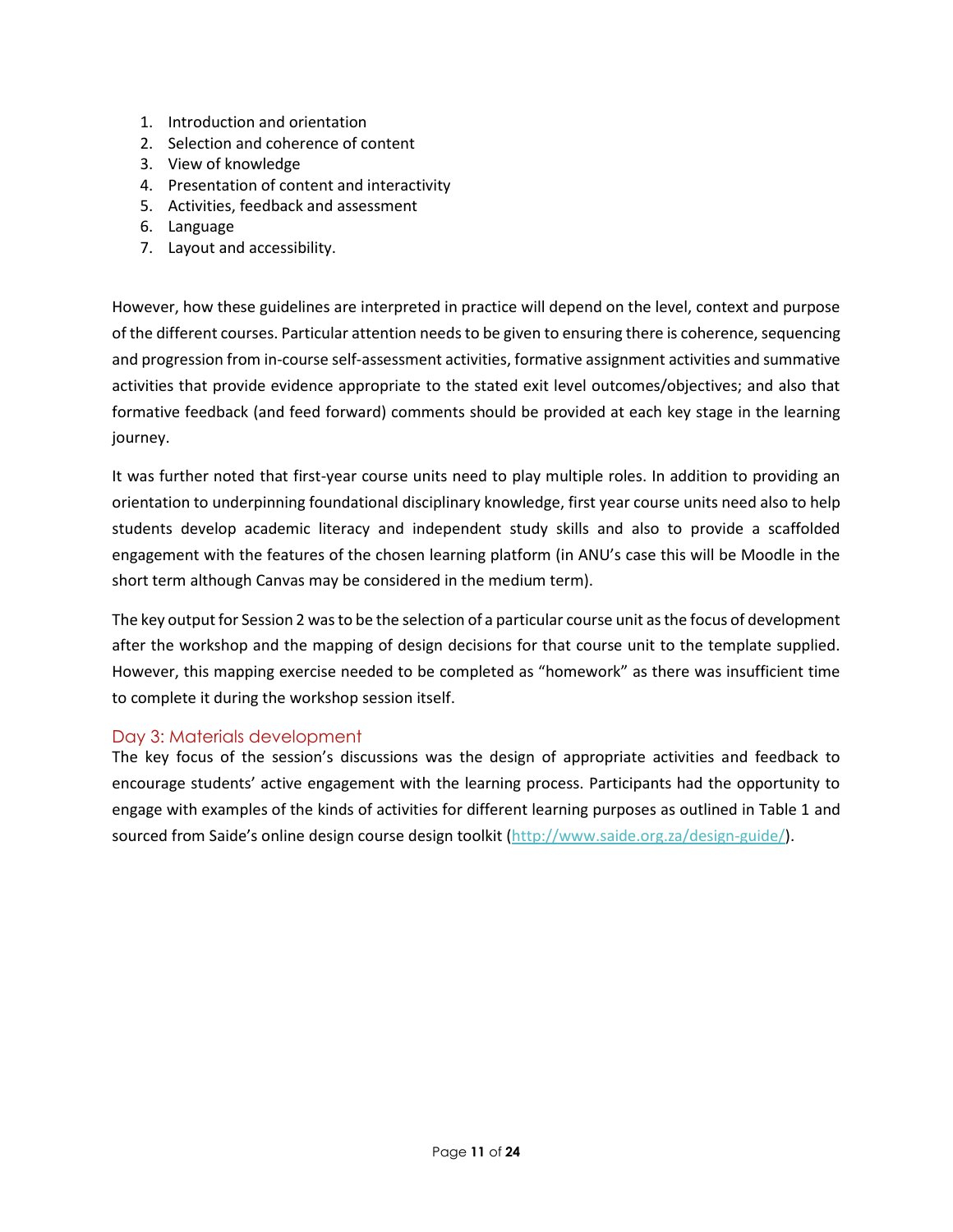1. Introduction and orientation
2. Selection and coherence of content
3. View of knowledge
4. Presentation of content and interactivity
5. Activities, feedback and assessment
6. Language
7. Layout and accessibility.

However, how these guidelines are interpreted in practice will depend on the level, context and purpose of the different courses. Particular attention needs to be given to ensuring there is coherence, sequencing and progression from in-course self-assessment activities, formative assignment activities and summative activities that provide evidence appropriate to the stated exit level outcomes/objectives; and also that formative feedback (and feed forward) comments should be provided at each key stage in the learning journey.

It was further noted that first-year course units need to play multiple roles. In addition to providing an orientation to underpinning foundational disciplinary knowledge, first year course units need also to help students develop academic literacy and independent study skills and also to provide a scaffolded engagement with the features of the chosen learning platform (in ANU's case this will be Moodle in the short term although Canvas may be considered in the medium term).

The key output for Session 2 was to be the selection of a particular course unit as the focus of development after the workshop and the mapping of design decisions for that course unit to the template supplied. However, this mapping exercise needed to be completed as "homework" as there was insufficient time to complete it during the workshop session itself.

## Day 3: Materials development

The key focus of the session's discussions was the design of appropriate activities and feedback to encourage students' active engagement with the learning process. Participants had the opportunity to engage with examples of the kinds of activities for different learning purposes as outlined in Table 1 and sourced from Saide's online design course design toolkit (http://www.saide.org.za/design-guide/).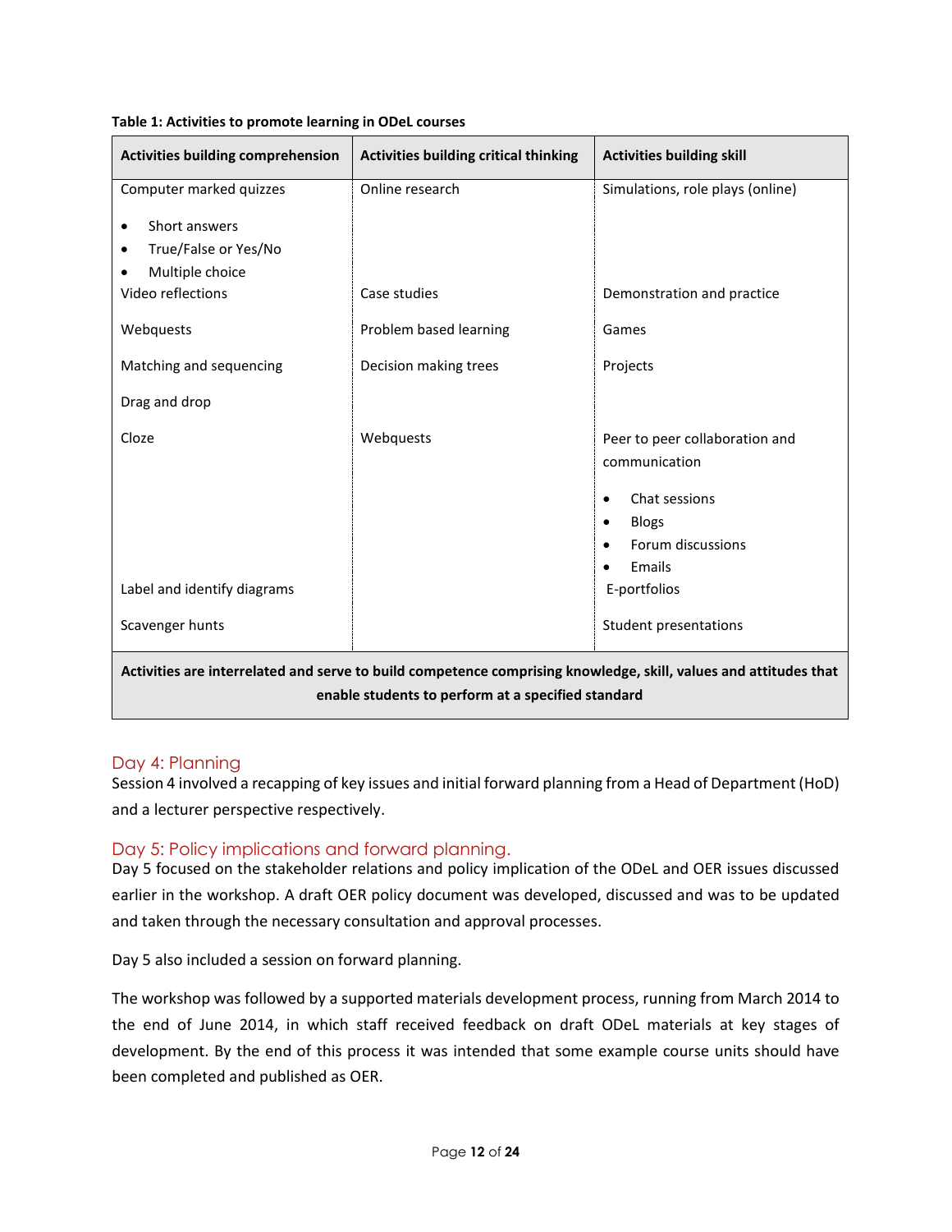**Table 1: Activities to promote learning in ODeL courses**

| Activities building comprehension | Activities building critical thinking | Activities building skill |
|---|---|---|
| Computer marked quizzes<br>• Short answers<br>• True/False or Yes/No<br>• Multiple choice | Online research | Simulations, role plays (online) |
| Video reflections | Case studies | Demonstration and practice |
| Webquests | Problem based learning | Games |
| Matching and sequencing | Decision making trees | Projects |
| Drag and drop | | |
| Cloze | Webquests | Peer to peer collaboration and communication<br>• Chat sessions<br>• Blogs<br>• Forum discussions<br>• Emails |
| Label and identify diagrams | | E-portfolios |
| Scavenger hunts | | Student presentations |
| **Activities are interrelated and serve to build competence comprising knowledge, skill, values and attitudes that enable students to perform at a specified standard** | | |

## Day 4: Planning

Session 4 involved a recapping of key issues and initial forward planning from a Head of Department (HoD) and a lecturer perspective respectively.

## Day 5: Policy implications and forward planning.

Day 5 focused on the stakeholder relations and policy implication of the ODeL and OER issues discussed earlier in the workshop. A draft OER policy document was developed, discussed and was to be updated and taken through the necessary consultation and approval processes.

Day 5 also included a session on forward planning.

The workshop was followed by a supported materials development process, running from March 2014 to the end of June 2014, in which staff received feedback on draft ODeL materials at key stages of development. By the end of this process it was intended that some example course units should have been completed and published as OER.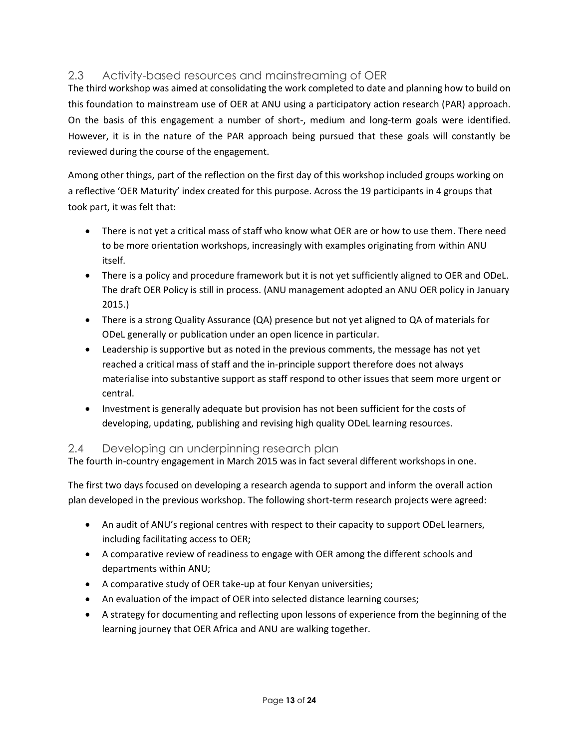## 2.3 Activity-based resources and mainstreaming of OER

The third workshop was aimed at consolidating the work completed to date and planning how to build on this foundation to mainstream use of OER at ANU using a participatory action research (PAR) approach. On the basis of this engagement a number of short-, medium and long-term goals were identified. However, it is in the nature of the PAR approach being pursued that these goals will constantly be reviewed during the course of the engagement.

Among other things, part of the reflection on the first day of this workshop included groups working on a reflective 'OER Maturity' index created for this purpose. Across the 19 participants in 4 groups that took part, it was felt that:

- There is not yet a critical mass of staff who know what OER are or how to use them. There need to be more orientation workshops, increasingly with examples originating from within ANU itself.
- There is a policy and procedure framework but it is not yet sufficiently aligned to OER and ODeL. The draft OER Policy is still in process. (ANU management adopted an ANU OER policy in January 2015.)
- There is a strong Quality Assurance (QA) presence but not yet aligned to QA of materials for ODeL generally or publication under an open licence in particular.
- Leadership is supportive but as noted in the previous comments, the message has not yet reached a critical mass of staff and the in-principle support therefore does not always materialise into substantive support as staff respond to other issues that seem more urgent or central.
- Investment is generally adequate but provision has not been sufficient for the costs of developing, updating, publishing and revising high quality ODeL learning resources.

## 2.4 Developing an underpinning research plan

The fourth in-country engagement in March 2015 was in fact several different workshops in one.

The first two days focused on developing a research agenda to support and inform the overall action plan developed in the previous workshop. The following short-term research projects were agreed:

- An audit of ANU's regional centres with respect to their capacity to support ODeL learners, including facilitating access to OER;
- A comparative review of readiness to engage with OER among the different schools and departments within ANU;
- A comparative study of OER take-up at four Kenyan universities;
- An evaluation of the impact of OER into selected distance learning courses;
- A strategy for documenting and reflecting upon lessons of experience from the beginning of the learning journey that OER Africa and ANU are walking together.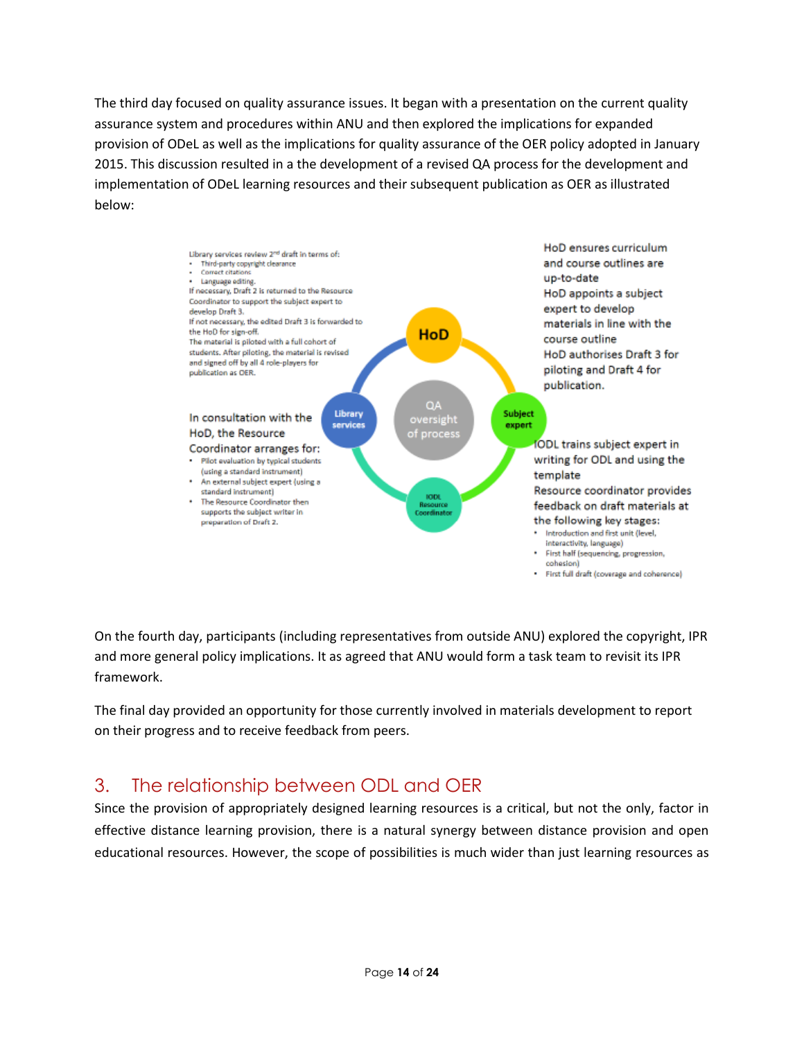The third day focused on quality assurance issues. It began with a presentation on the current quality assurance system and procedures within ANU and then explored the implications for expanded provision of ODeL as well as the implications for quality assurance of the OER policy adopted in January 2015. This discussion resulted in a the development of a revised QA process for the development and implementation of ODeL learning resources and their subsequent publication as OER as illustrated below:

Library services review 2nd draft in terms of:

- Third-party copyright clearance
- Correct citations
- Language editing.

If necessary, Draft 2 is returned to the Resource Coordinator to support the subject expert to develop Draft 3.
If not necessary, the edited Draft 3 is forwarded to the HoD for sign-off.
The material is piloted with a full cohort of students. After piloting, the material is revised and signed off by all 4 role-players for publication as OER.

HoD

HoD ensures curriculum and course outlines are up-to-date
HoD appoints a subject expert to develop materials in line with the course outline
HoD authorises Draft 3 for piloting and Draft 4 for publication.

Library services

QA oversight of process

Subject expert

In consultation with the HoD, the Resource Coordinator arranges for:

- Pilot evaluation by typical students (using a standard instrument)
- An external subject expert (using a standard instrument)
- The Resource Coordinator then supports the subject writer in preparation of Draft 2.

IODL Resource Coordinator

IODL trains subject expert in writing for ODL and using the template
Resource coordinator provides feedback on draft materials at the following key stages:

- Introduction and first unit (level, interactivity, language)
- First half (sequencing, progression, cohesion)
- First full draft (coverage and coherence)

On the fourth day, participants (including representatives from outside ANU) explored the copyright, IPR and more general policy implications. It as agreed that ANU would form a task team to revisit its IPR framework.

The final day provided an opportunity for those currently involved in materials development to report on their progress and to receive feedback from peers.

## 3. The relationship between ODL and OER

Since the provision of appropriately designed learning resources is a critical, but not the only, factor in effective distance learning provision, there is a natural synergy between distance provision and open educational resources. However, the scope of possibilities is much wider than just learning resources as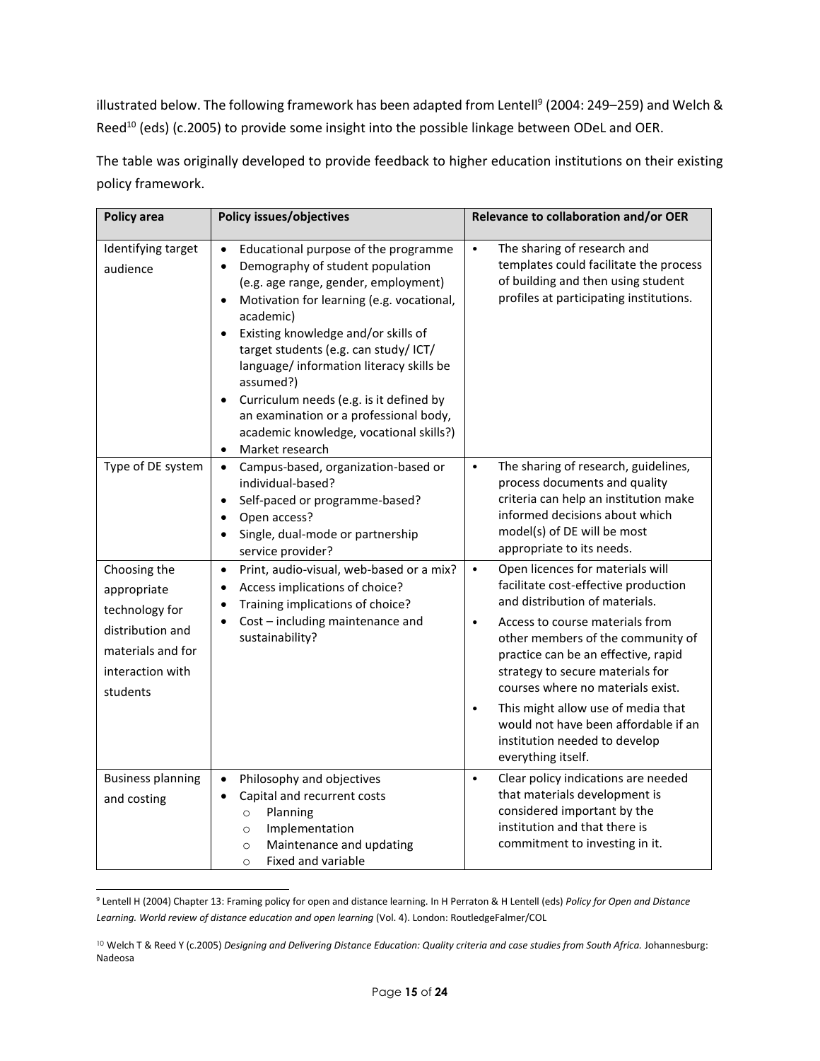illustrated below. The following framework has been adapted from Lentell[9] (2004: 249–259) and Welch & Reed[10] (eds) (c.2005) to provide some insight into the possible linkage between ODeL and OER.

The table was originally developed to provide feedback to higher education institutions on their existing policy framework.

| Policy area | Policy issues/objectives | Relevance to collaboration and/or OER |
|---|---|---|
| Identifying target audience | • Educational purpose of the programme<br>• Demography of student population (e.g. age range, gender, employment)<br>• Motivation for learning (e.g. vocational, academic)<br>• Existing knowledge and/or skills of target students (e.g. can study/ ICT/ language/ information literacy skills be assumed?)<br>• Curriculum needs (e.g. is it defined by an examination or a professional body, academic knowledge, vocational skills?)<br>• Market research | • The sharing of research and templates could facilitate the process of building and then using student profiles at participating institutions. |
| Type of DE system | • Campus-based, organization-based or individual-based?<br>• Self-paced or programme-based?<br>• Open access?<br>• Single, dual-mode or partnership service provider? | • The sharing of research, guidelines, process documents and quality criteria can help an institution make informed decisions about which model(s) of DE will be most appropriate to its needs. |
| Choosing the appropriate technology for distribution and materials and for interaction with students | • Print, audio-visual, web-based or a mix?<br>• Access implications of choice?<br>• Training implications of choice?<br>• Cost – including maintenance and sustainability? | • Open licences for materials will facilitate cost-effective production and distribution of materials.<br>• Access to course materials from other members of the community of practice can be an effective, rapid strategy to secure materials for courses where no materials exist.<br>• This might allow use of media that would not have been affordable if an institution needed to develop everything itself. |
| Business planning and costing | • Philosophy and objectives<br>• Capital and recurrent costs<br>  ○ Planning<br>  ○ Implementation<br>  ○ Maintenance and updating<br>  ○ Fixed and variable | • Clear policy indications are needed that materials development is considered important by the institution and that there is commitment to investing in it. |

[9] Lentell H (2004) Chapter 13: Framing policy for open and distance learning. In H Perraton & H Lentell (eds) *Policy for Open and Distance Learning. World review of distance education and open learning* (Vol. 4). London: RoutledgeFalmer/COL

[10] Welch T & Reed Y (c.2005) *Designing and Delivering Distance Education: Quality criteria and case studies from South Africa.* Johannesburg: Nadeosa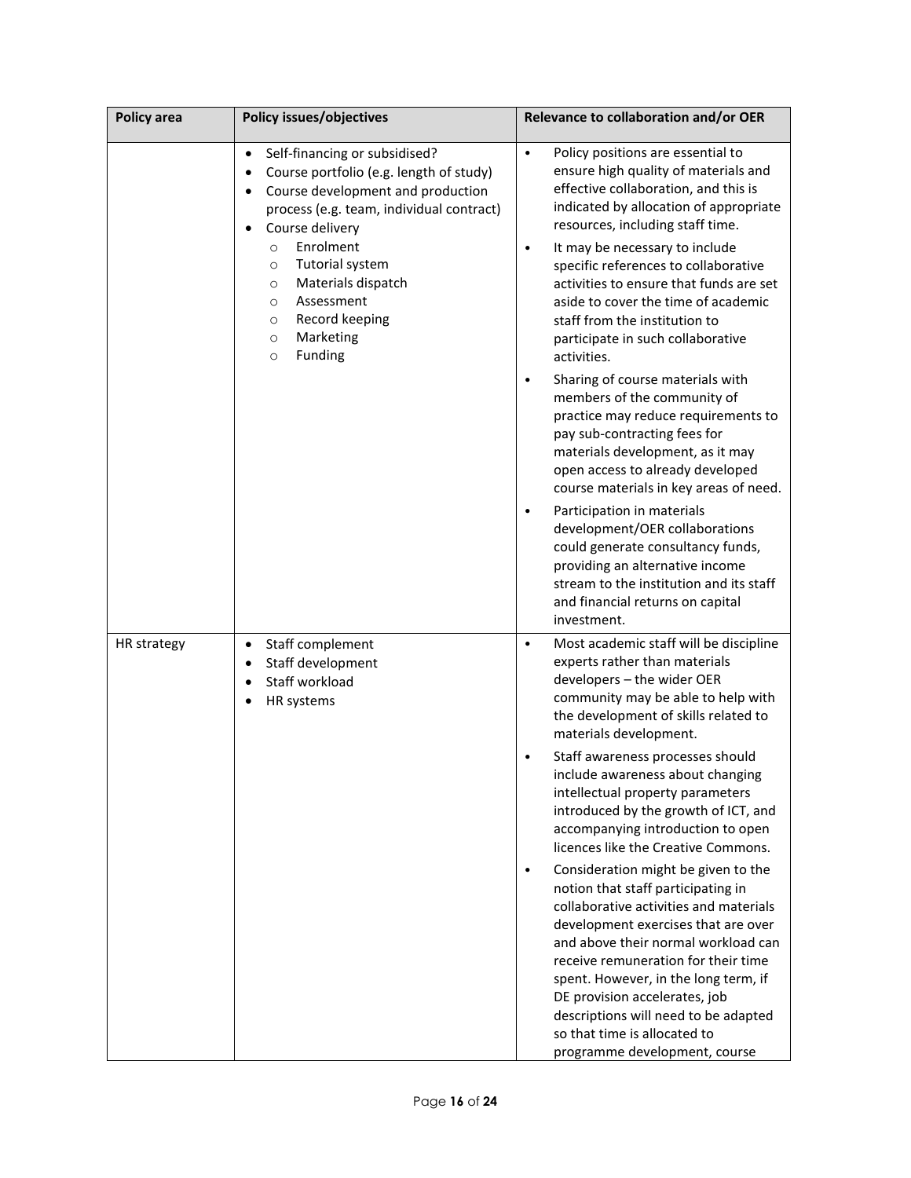| Policy area | Policy issues/objectives | Relevance to collaboration and/or OER |
|---|---|---|
| | • Self-financing or subsidised?<br>• Course portfolio (e.g. length of study)<br>• Course development and production process (e.g. team, individual contract)<br>• Course delivery<br>  ○ Enrolment<br>  ○ Tutorial system<br>  ○ Materials dispatch<br>  ○ Assessment<br>  ○ Record keeping<br>  ○ Marketing<br>  ○ Funding | • Policy positions are essential to ensure high quality of materials and effective collaboration, and this is indicated by allocation of appropriate resources, including staff time.<br>• It may be necessary to include specific references to collaborative activities to ensure that funds are set aside to cover the time of academic staff from the institution to participate in such collaborative activities.<br>• Sharing of course materials with members of the community of practice may reduce requirements to pay sub-contracting fees for materials development, as it may open access to already developed course materials in key areas of need.<br>• Participation in materials development/OER collaborations could generate consultancy funds, providing an alternative income stream to the institution and its staff and financial returns on capital investment. |
| HR strategy | • Staff complement<br>• Staff development<br>• Staff workload<br>• HR systems | • Most academic staff will be discipline experts rather than materials developers – the wider OER community may be able to help with the development of skills related to materials development.<br>• Staff awareness processes should include awareness about changing intellectual property parameters introduced by the growth of ICT, and accompanying introduction to open licences like the Creative Commons.<br>• Consideration might be given to the notion that staff participating in collaborative activities and materials development exercises that are over and above their normal workload can receive remuneration for their time spent. However, in the long term, if DE provision accelerates, job descriptions will need to be adapted so that time is allocated to programme development, course |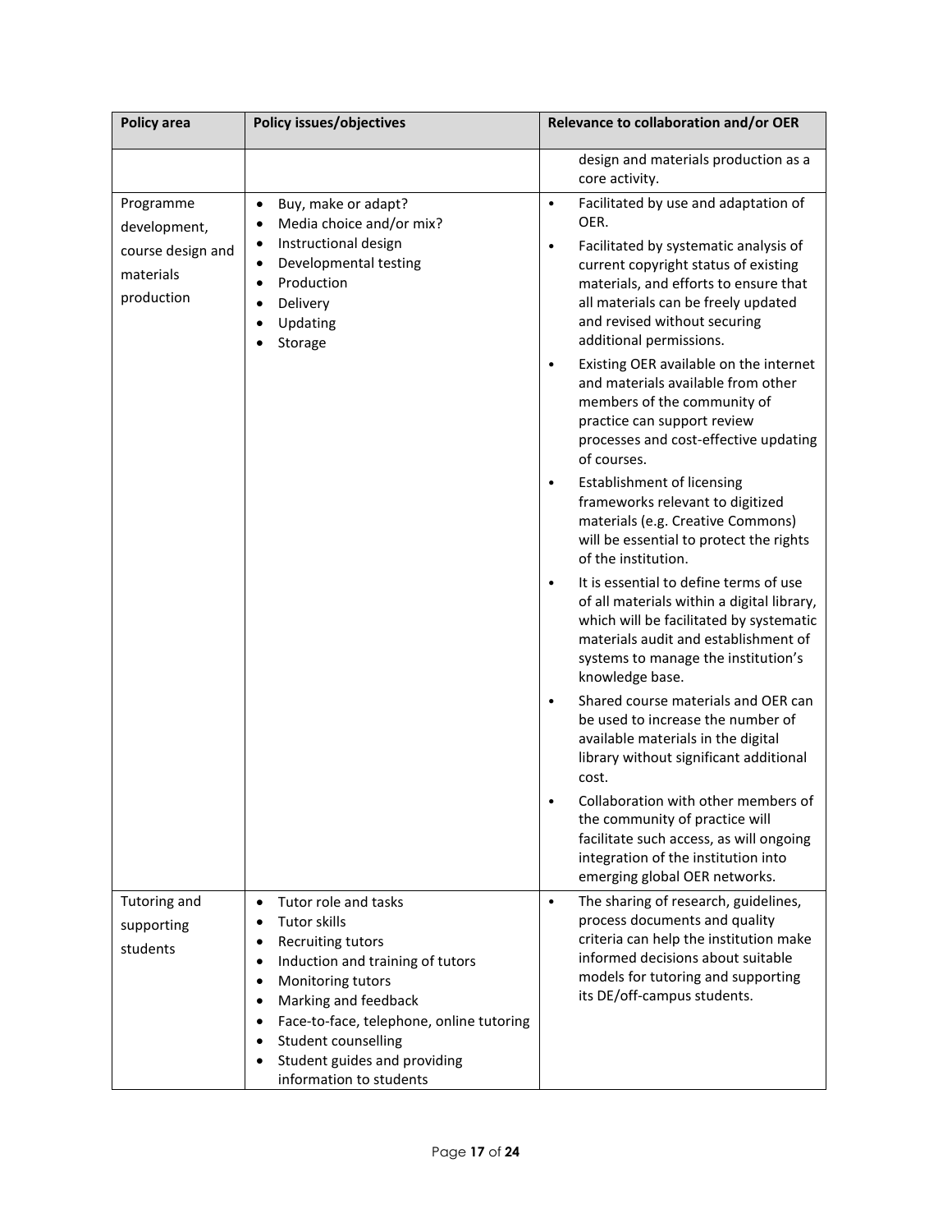| Policy area | Policy issues/objectives | Relevance to collaboration and/or OER |
|---|---|---|
| | | design and materials production as a core activity. |
| Programme development, course design and materials production | • Buy, make or adapt?<br>• Media choice and/or mix?<br>• Instructional design<br>• Developmental testing<br>• Production<br>• Delivery<br>• Updating<br>• Storage | • Facilitated by use and adaptation of OER.<br>• Facilitated by systematic analysis of current copyright status of existing materials, and efforts to ensure that all materials can be freely updated and revised without securing additional permissions.<br>• Existing OER available on the internet and materials available from other members of the community of practice can support review processes and cost-effective updating of courses.<br>• Establishment of licensing frameworks relevant to digitized materials (e.g. Creative Commons) will be essential to protect the rights of the institution.<br>• It is essential to define terms of use of all materials within a digital library, which will be facilitated by systematic materials audit and establishment of systems to manage the institution's knowledge base.<br>• Shared course materials and OER can be used to increase the number of available materials in the digital library without significant additional cost.<br>• Collaboration with other members of the community of practice will facilitate such access, as will ongoing integration of the institution into emerging global OER networks. |
| Tutoring and supporting students | • Tutor role and tasks<br>• Tutor skills<br>• Recruiting tutors<br>• Induction and training of tutors<br>• Monitoring tutors<br>• Marking and feedback<br>• Face-to-face, telephone, online tutoring<br>• Student counselling<br>• Student guides and providing information to students | • The sharing of research, guidelines, process documents and quality criteria can help the institution make informed decisions about suitable models for tutoring and supporting its DE/off-campus students. |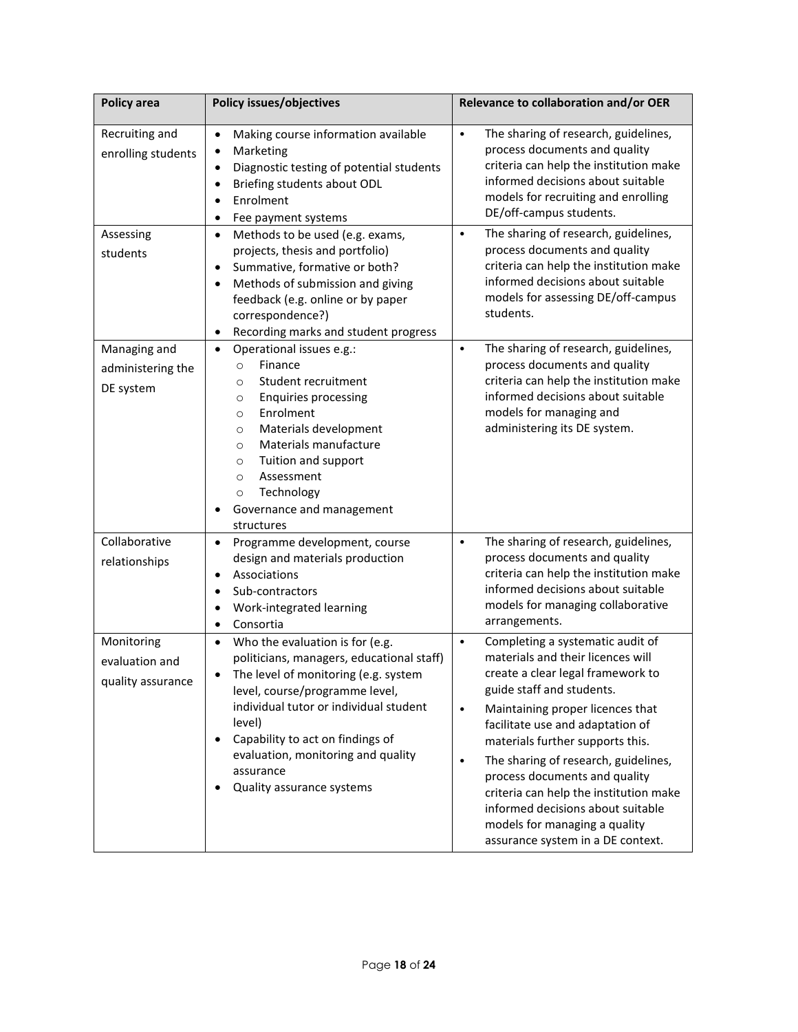| Policy area | Policy issues/objectives | Relevance to collaboration and/or OER |
|---|---|---|
| Recruiting and enrolling students | • Making course information available<br>• Marketing<br>• Diagnostic testing of potential students<br>• Briefing students about ODL<br>• Enrolment<br>• Fee payment systems | • The sharing of research, guidelines, process documents and quality criteria can help the institution make informed decisions about suitable models for recruiting and enrolling DE/off-campus students. |
| Assessing students | • Methods to be used (e.g. exams, projects, thesis and portfolio)<br>• Summative, formative or both?<br>• Methods of submission and giving feedback (e.g. online or by paper correspondence?)<br>• Recording marks and student progress | • The sharing of research, guidelines, process documents and quality criteria can help the institution make informed decisions about suitable models for assessing DE/off-campus students. |
| Managing and administering the DE system | • Operational issues e.g.:<br>  ○ Finance<br>  ○ Student recruitment<br>  ○ Enquiries processing<br>  ○ Enrolment<br>  ○ Materials development<br>  ○ Materials manufacture<br>  ○ Tuition and support<br>  ○ Assessment<br>  ○ Technology<br>• Governance and management structures | • The sharing of research, guidelines, process documents and quality criteria can help the institution make informed decisions about suitable models for managing and administering its DE system. |
| Collaborative relationships | • Programme development, course design and materials production<br>• Associations<br>• Sub-contractors<br>• Work-integrated learning<br>• Consortia | • The sharing of research, guidelines, process documents and quality criteria can help the institution make informed decisions about suitable models for managing collaborative arrangements. |
| Monitoring evaluation and quality assurance | • Who the evaluation is for (e.g. politicians, managers, educational staff)<br>• The level of monitoring (e.g. system level, course/programme level, individual tutor or individual student level)<br>• Capability to act on findings of evaluation, monitoring and quality assurance<br>• Quality assurance systems | • Completing a systematic audit of materials and their licences will create a clear legal framework to guide staff and students.<br>• Maintaining proper licences that facilitate use and adaptation of materials further supports this.<br>• The sharing of research, guidelines, process documents and quality criteria can help the institution make informed decisions about suitable models for managing a quality assurance system in a DE context. |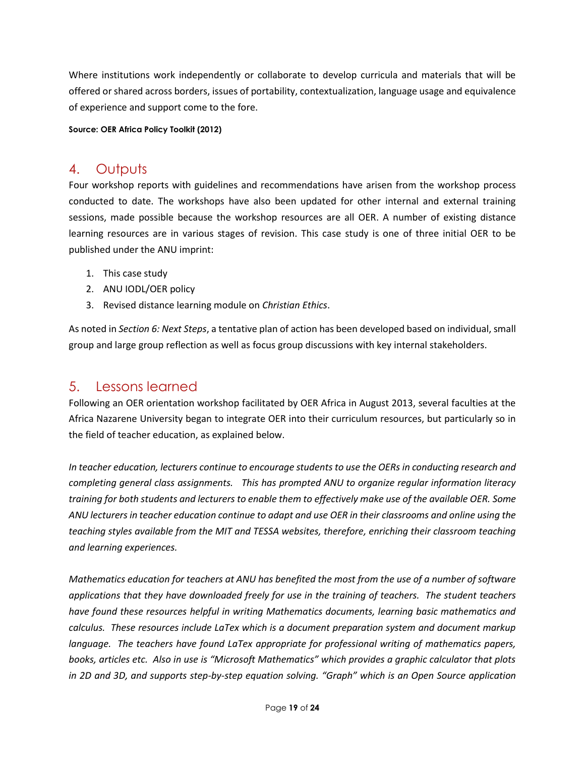Where institutions work independently or collaborate to develop curricula and materials that will be offered or shared across borders, issues of portability, contextualization, language usage and equivalence of experience and support come to the fore.

**Source: OER Africa Policy Toolkit (2012)**

## 4. Outputs

Four workshop reports with guidelines and recommendations have arisen from the workshop process conducted to date. The workshops have also been updated for other internal and external training sessions, made possible because the workshop resources are all OER. A number of existing distance learning resources are in various stages of revision. This case study is one of three initial OER to be published under the ANU imprint:

1. This case study
2. ANU IODL/OER policy
3. Revised distance learning module on *Christian Ethics*.

As noted in *Section 6: Next Steps*, a tentative plan of action has been developed based on individual, small group and large group reflection as well as focus group discussions with key internal stakeholders.

## 5. Lessons learned

Following an OER orientation workshop facilitated by OER Africa in August 2013, several faculties at the Africa Nazarene University began to integrate OER into their curriculum resources, but particularly so in the field of teacher education, as explained below.

*In teacher education, lecturers continue to encourage students to use the OERs in conducting research and completing general class assignments. This has prompted ANU to organize regular information literacy training for both students and lecturers to enable them to effectively make use of the available OER. Some ANU lecturers in teacher education continue to adapt and use OER in their classrooms and online using the teaching styles available from the MIT and TESSA websites, therefore, enriching their classroom teaching and learning experiences.*

*Mathematics education for teachers at ANU has benefited the most from the use of a number of software applications that they have downloaded freely for use in the training of teachers. The student teachers have found these resources helpful in writing Mathematics documents, learning basic mathematics and calculus. These resources include LaTex which is a document preparation system and document markup language. The teachers have found LaTex appropriate for professional writing of mathematics papers, books, articles etc. Also in use is "Microsoft Mathematics" which provides a graphic calculator that plots in 2D and 3D, and supports step-by-step equation solving. "Graph" which is an Open Source application*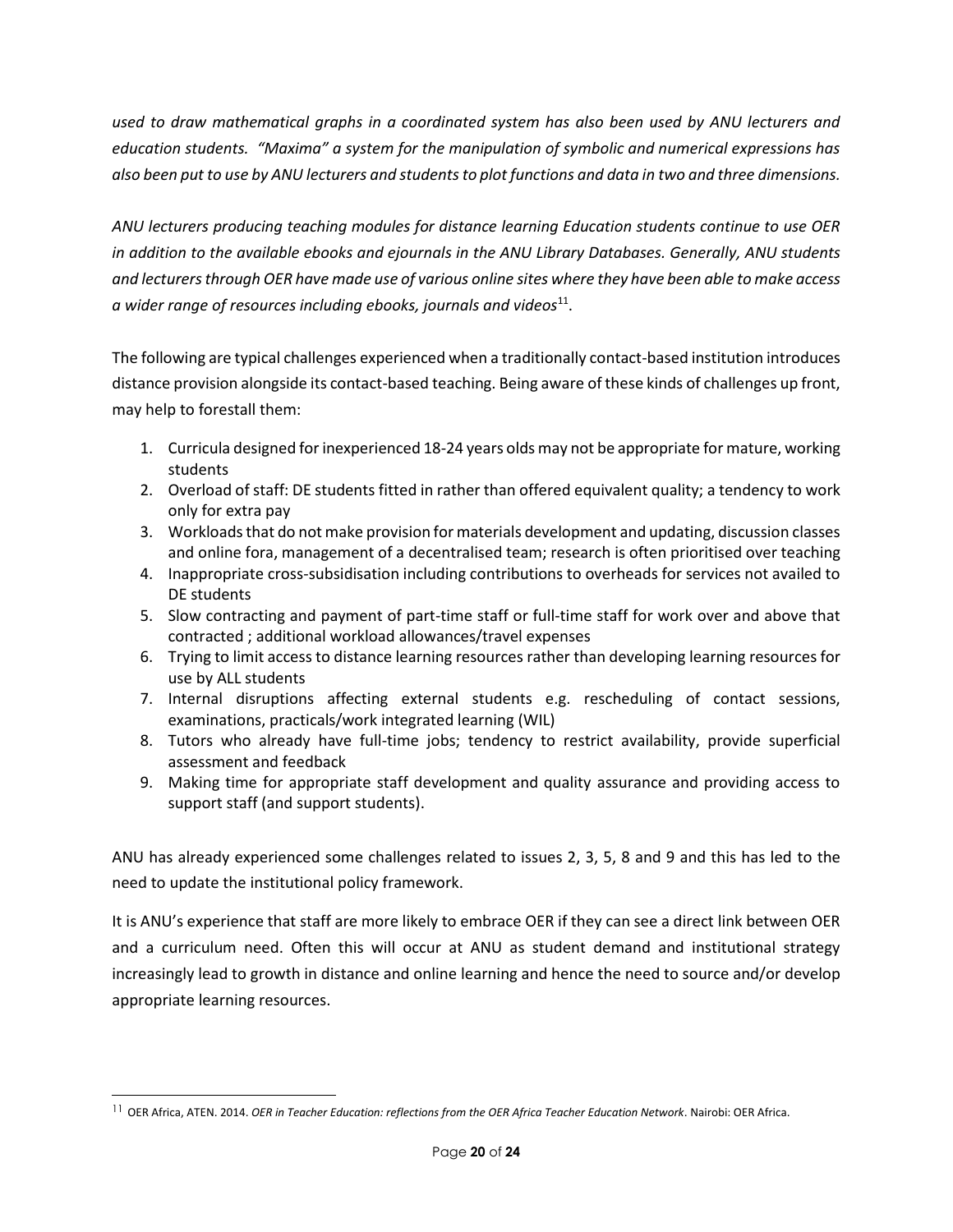*used to draw mathematical graphs in a coordinated system has also been used by ANU lecturers and education students. "Maxima" a system for the manipulation of symbolic and numerical expressions has also been put to use by ANU lecturers and students to plot functions and data in two and three dimensions.*

*ANU lecturers producing teaching modules for distance learning Education students continue to use OER in addition to the available ebooks and ejournals in the ANU Library Databases. Generally, ANU students and lecturers through OER have made use of various online sites where they have been able to make access a wider range of resources including ebooks, journals and videos*[11].

The following are typical challenges experienced when a traditionally contact-based institution introduces distance provision alongside its contact-based teaching. Being aware of these kinds of challenges up front, may help to forestall them:

1. Curricula designed for inexperienced 18-24 years olds may not be appropriate for mature, working students
2. Overload of staff: DE students fitted in rather than offered equivalent quality; a tendency to work only for extra pay
3. Workloads that do not make provision for materials development and updating, discussion classes and online fora, management of a decentralised team; research is often prioritised over teaching
4. Inappropriate cross-subsidisation including contributions to overheads for services not availed to DE students
5. Slow contracting and payment of part-time staff or full-time staff for work over and above that contracted ; additional workload allowances/travel expenses
6. Trying to limit access to distance learning resources rather than developing learning resources for use by ALL students
7. Internal disruptions affecting external students e.g. rescheduling of contact sessions, examinations, practicals/work integrated learning (WIL)
8. Tutors who already have full-time jobs; tendency to restrict availability, provide superficial assessment and feedback
9. Making time for appropriate staff development and quality assurance and providing access to support staff (and support students).

ANU has already experienced some challenges related to issues 2, 3, 5, 8 and 9 and this has led to the need to update the institutional policy framework.

It is ANU's experience that staff are more likely to embrace OER if they can see a direct link between OER and a curriculum need. Often this will occur at ANU as student demand and institutional strategy increasingly lead to growth in distance and online learning and hence the need to source and/or develop appropriate learning resources.

---

[11] OER Africa, ATEN. 2014. *OER in Teacher Education: reflections from the OER Africa Teacher Education Network*. Nairobi: OER Africa.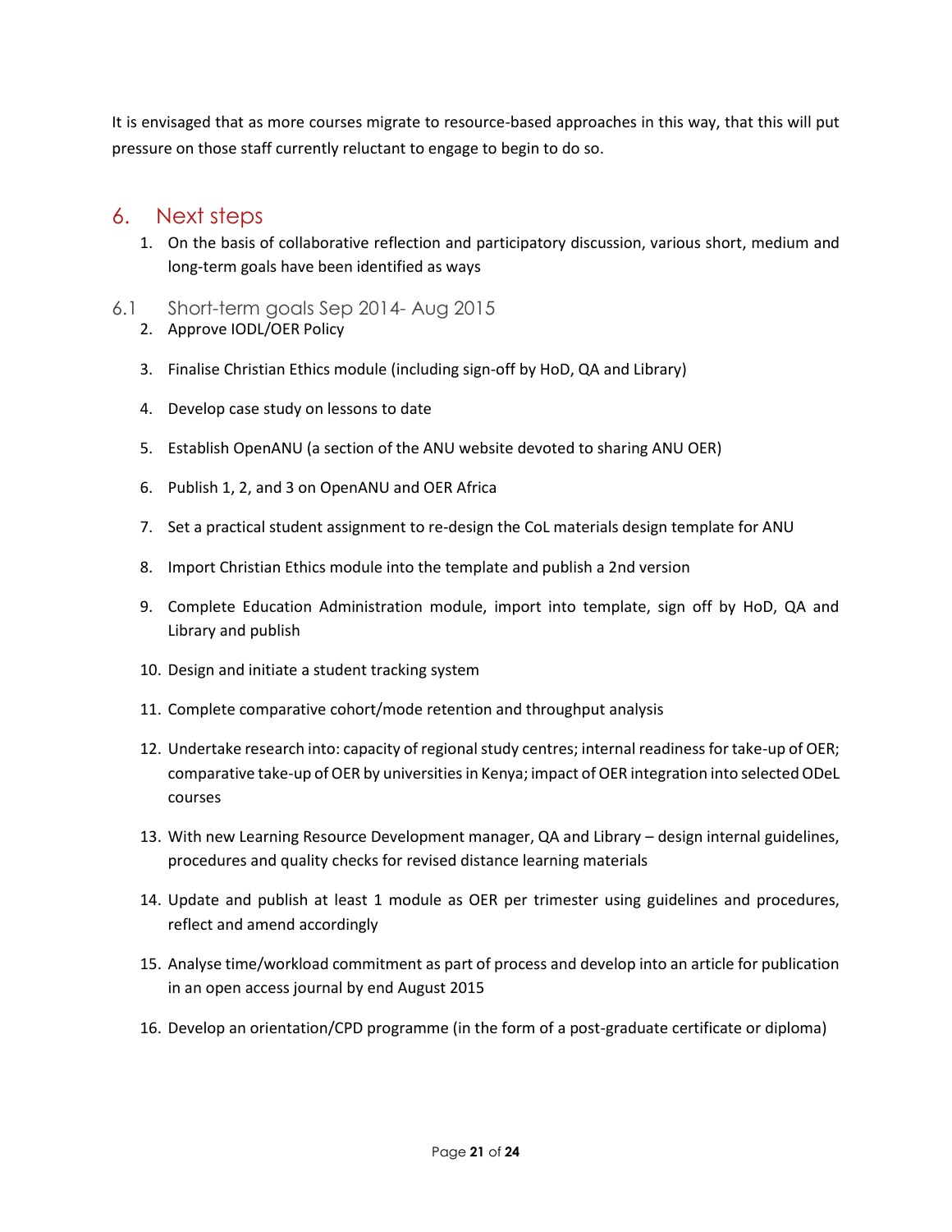It is envisaged that as more courses migrate to resource-based approaches in this way, that this will put pressure on those staff currently reluctant to engage to begin to do so.

# 6. Next steps

1. On the basis of collaborative reflection and participatory discussion, various short, medium and long-term goals have been identified as ways

## 6.1 Short-term goals Sep 2014- Aug 2015

2. Approve IODL/OER Policy
3. Finalise Christian Ethics module (including sign-off by HoD, QA and Library)
4. Develop case study on lessons to date
5. Establish OpenANU (a section of the ANU website devoted to sharing ANU OER)
6. Publish 1, 2, and 3 on OpenANU and OER Africa
7. Set a practical student assignment to re-design the CoL materials design template for ANU
8. Import Christian Ethics module into the template and publish a 2nd version
9. Complete Education Administration module, import into template, sign off by HoD, QA and Library and publish
10. Design and initiate a student tracking system
11. Complete comparative cohort/mode retention and throughput analysis
12. Undertake research into: capacity of regional study centres; internal readiness for take-up of OER; comparative take-up of OER by universities in Kenya; impact of OER integration into selected ODeL courses
13. With new Learning Resource Development manager, QA and Library – design internal guidelines, procedures and quality checks for revised distance learning materials
14. Update and publish at least 1 module as OER per trimester using guidelines and procedures, reflect and amend accordingly
15. Analyse time/workload commitment as part of process and develop into an article for publication in an open access journal by end August 2015
16. Develop an orientation/CPD programme (in the form of a post-graduate certificate or diploma)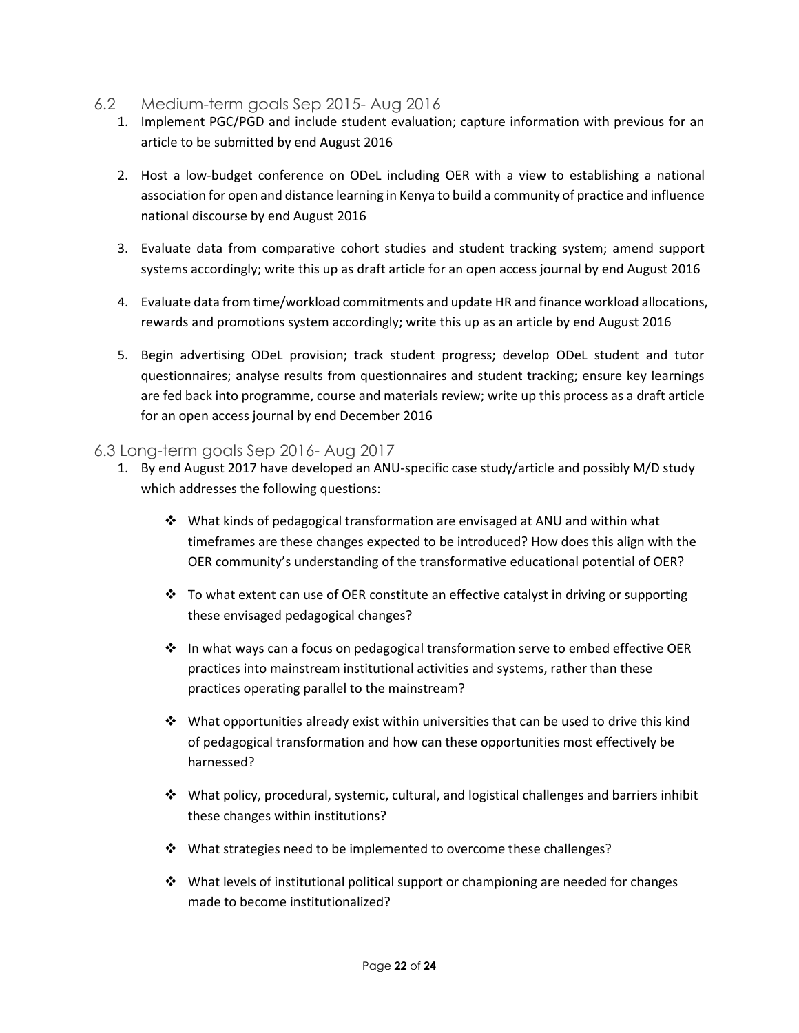## 6.2 Medium-term goals Sep 2015- Aug 2016

1. Implement PGC/PGD and include student evaluation; capture information with previous for an article to be submitted by end August 2016

2. Host a low-budget conference on ODeL including OER with a view to establishing a national association for open and distance learning in Kenya to build a community of practice and influence national discourse by end August 2016

3. Evaluate data from comparative cohort studies and student tracking system; amend support systems accordingly; write this up as draft article for an open access journal by end August 2016

4. Evaluate data from time/workload commitments and update HR and finance workload allocations, rewards and promotions system accordingly; write this up as an article by end August 2016

5. Begin advertising ODeL provision; track student progress; develop ODeL student and tutor questionnaires; analyse results from questionnaires and student tracking; ensure key learnings are fed back into programme, course and materials review; write up this process as a draft article for an open access journal by end December 2016

## 6.3 Long-term goals Sep 2016- Aug 2017

1. By end August 2017 have developed an ANU-specific case study/article and possibly M/D study which addresses the following questions:

   - What kinds of pedagogical transformation are envisaged at ANU and within what timeframes are these changes expected to be introduced? How does this align with the OER community's understanding of the transformative educational potential of OER?

   - To what extent can use of OER constitute an effective catalyst in driving or supporting these envisaged pedagogical changes?

   - In what ways can a focus on pedagogical transformation serve to embed effective OER practices into mainstream institutional activities and systems, rather than these practices operating parallel to the mainstream?

   - What opportunities already exist within universities that can be used to drive this kind of pedagogical transformation and how can these opportunities most effectively be harnessed?

   - What policy, procedural, systemic, cultural, and logistical challenges and barriers inhibit these changes within institutions?

   - What strategies need to be implemented to overcome these challenges?

   - What levels of institutional political support or championing are needed for changes made to become institutionalized?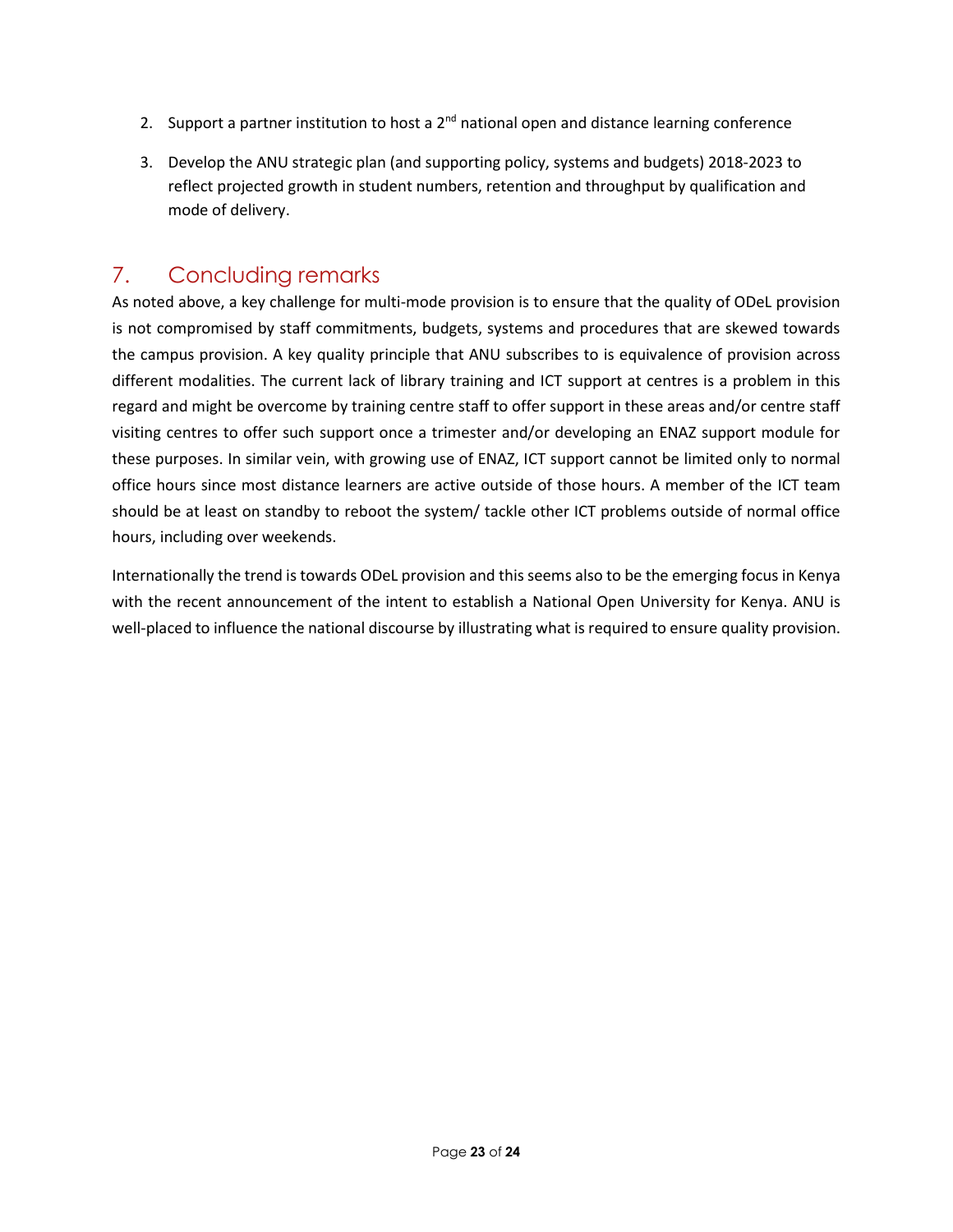2. Support a partner institution to host a 2nd national open and distance learning conference

3. Develop the ANU strategic plan (and supporting policy, systems and budgets) 2018-2023 to reflect projected growth in student numbers, retention and throughput by qualification and mode of delivery.

## 7. Concluding remarks

As noted above, a key challenge for multi-mode provision is to ensure that the quality of ODeL provision is not compromised by staff commitments, budgets, systems and procedures that are skewed towards the campus provision. A key quality principle that ANU subscribes to is equivalence of provision across different modalities. The current lack of library training and ICT support at centres is a problem in this regard and might be overcome by training centre staff to offer support in these areas and/or centre staff visiting centres to offer such support once a trimester and/or developing an ENAZ support module for these purposes. In similar vein, with growing use of ENAZ, ICT support cannot be limited only to normal office hours since most distance learners are active outside of those hours. A member of the ICT team should be at least on standby to reboot the system/ tackle other ICT problems outside of normal office hours, including over weekends.

Internationally the trend is towards ODeL provision and this seems also to be the emerging focus in Kenya with the recent announcement of the intent to establish a National Open University for Kenya. ANU is well-placed to influence the national discourse by illustrating what is required to ensure quality provision.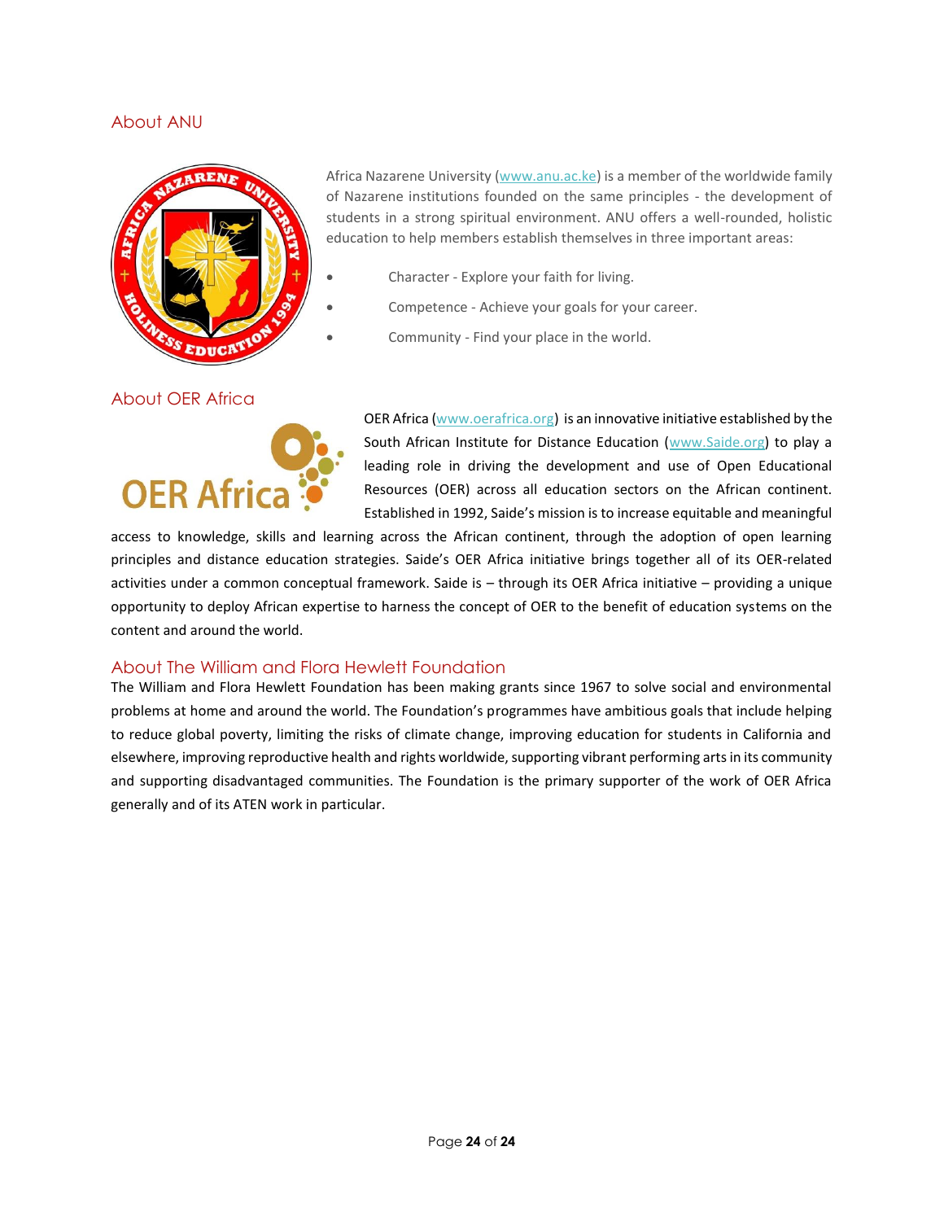## About ANU

Africa Nazarene University (www.anu.ac.ke) is a member of the worldwide family of Nazarene institutions founded on the same principles - the development of students in a strong spiritual environment. ANU offers a well-rounded, holistic education to help members establish themselves in three important areas:

- Character - Explore your faith for living.
- Competence - Achieve your goals for your career.
- Community - Find your place in the world.

## About OER Africa

OER Africa (www.oerafrica.org) is an innovative initiative established by the South African Institute for Distance Education (www.Saide.org) to play a leading role in driving the development and use of Open Educational Resources (OER) across all education sectors on the African continent. Established in 1992, Saide's mission is to increase equitable and meaningful access to knowledge, skills and learning across the African continent, through the adoption of open learning principles and distance education strategies. Saide's OER Africa initiative brings together all of its OER-related activities under a common conceptual framework. Saide is – through its OER Africa initiative – providing a unique opportunity to deploy African expertise to harness the concept of OER to the benefit of education systems on the content and around the world.

## About The William and Flora Hewlett Foundation

The William and Flora Hewlett Foundation has been making grants since 1967 to solve social and environmental problems at home and around the world. The Foundation's programmes have ambitious goals that include helping to reduce global poverty, limiting the risks of climate change, improving education for students in California and elsewhere, improving reproductive health and rights worldwide, supporting vibrant performing arts in its community and supporting disadvantaged communities. The Foundation is the primary supporter of the work of OER Africa generally and of its ATEN work in particular.